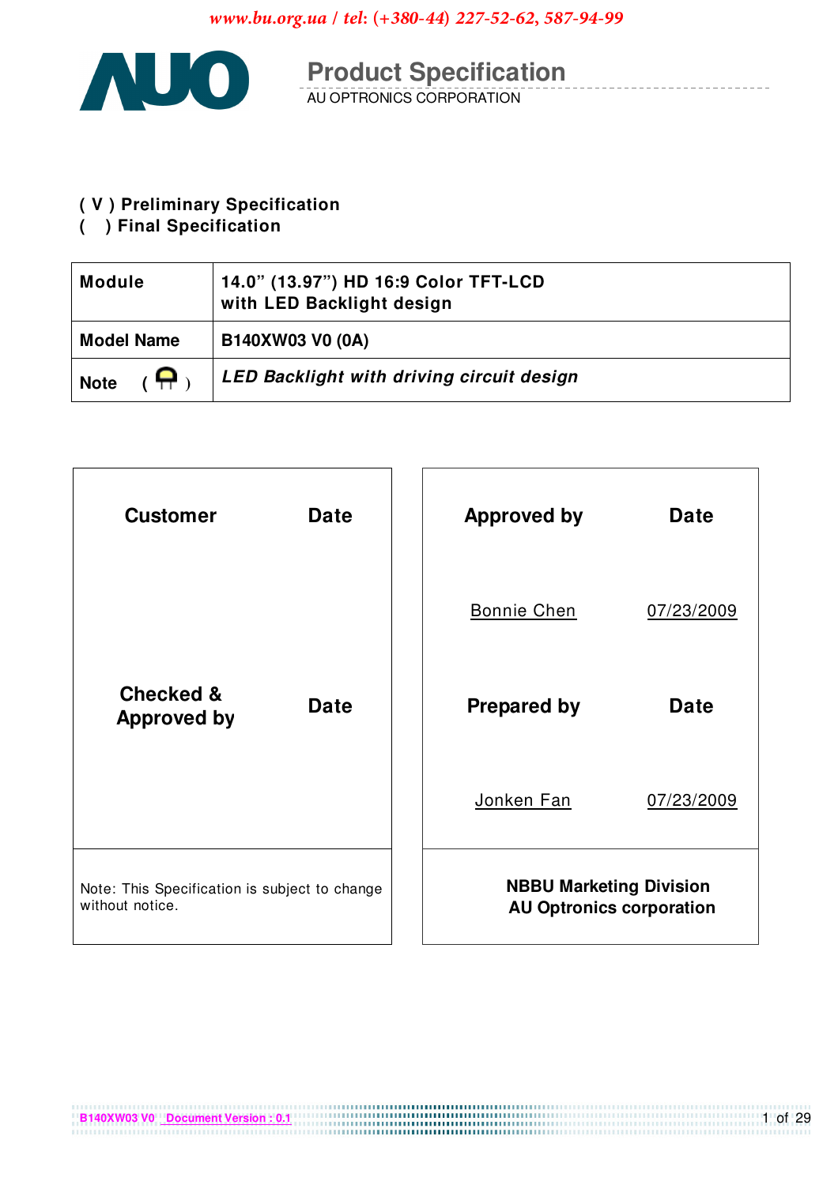# Product Specification

AU OPTRONICS CORPORATION

**( V ) Preliminary Specification**
**(   ) Final Specification**

| **Module** | **14.0" (13.97") HD 16:9 Color TFT-LCD with LED Backlight design** |
|---|---|
| **Model Name** | **B140XW03 V0 (0A)** |
| **Note** | ***LED Backlight with driving circuit design*** |

| **Customer** | **Date** |
|---|---|
| | |
| **Checked & Approved by** | **Date** |
| | |

Note: This Specification is subject to change without notice.

| **Approved by** | **Date** |
|---|---|
| Bonnie Chen | 07/23/2009 |
| **Prepared by** | **Date** |
| Jonken Fan | 07/23/2009 |

**NBBU Marketing Division**
**AU Optronics corporation**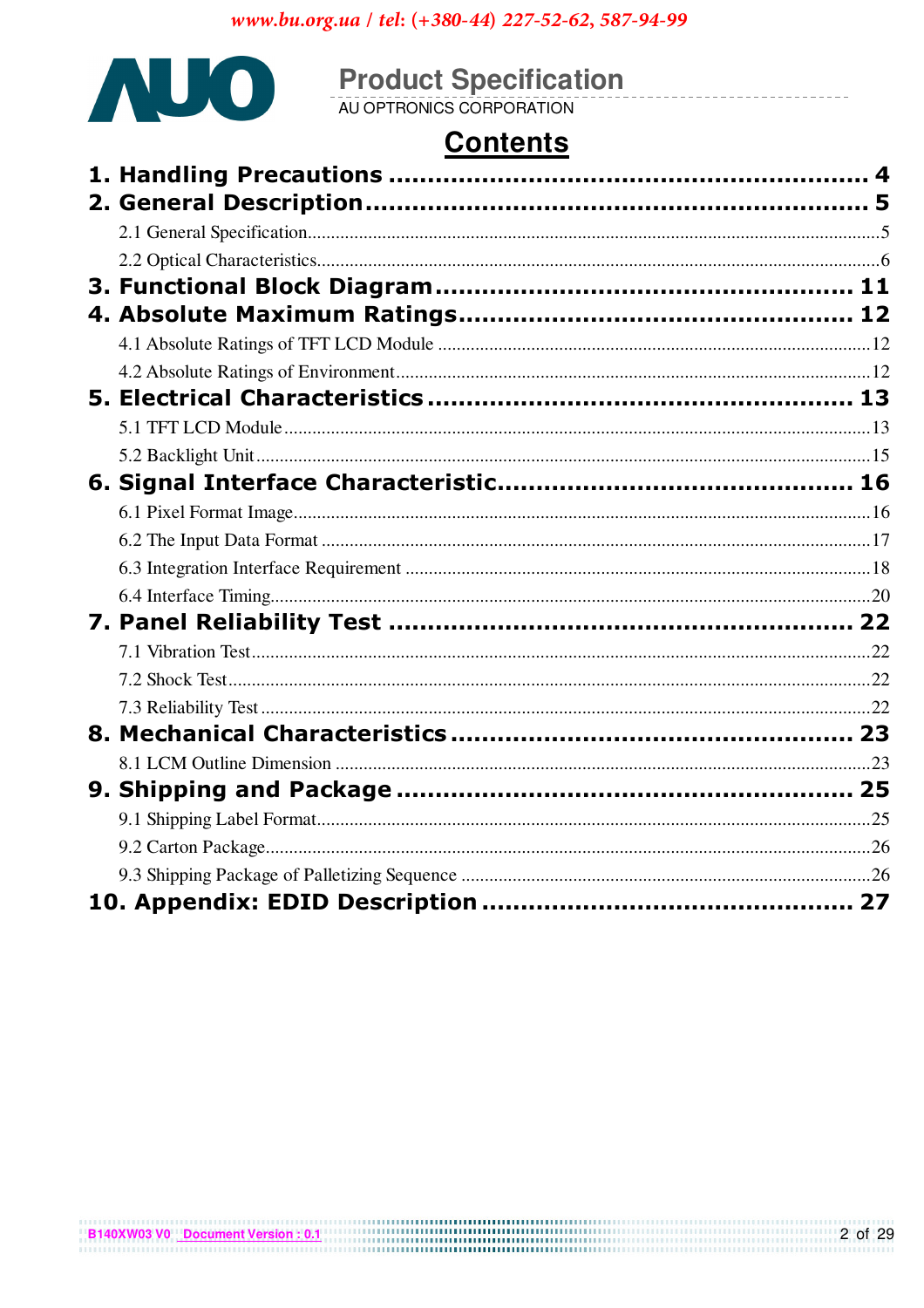# Contents

**1. Handling Precautions ........................................................ 4**

**2. General Description ........................................................ 5**

- 2.1 General Specification ........................................................ 5
- 2.2 Optical Characteristics ........................................................ 6

**3. Functional Block Diagram ........................................................ 11**

**4. Absolute Maximum Ratings ........................................................ 12**

- 4.1 Absolute Ratings of TFT LCD Module ........................................................ 12
- 4.2 Absolute Ratings of Environment ........................................................ 12

**5. Electrical Characteristics ........................................................ 13**

- 5.1 TFT LCD Module ........................................................ 13
- 5.2 Backlight Unit ........................................................ 15

**6. Signal Interface Characteristic ........................................................ 16**

- 6.1 Pixel Format Image ........................................................ 16
- 6.2 The Input Data Format ........................................................ 17
- 6.3 Integration Interface Requirement ........................................................ 18
- 6.4 Interface Timing ........................................................ 20

**7. Panel Reliability Test ........................................................ 22**

- 7.1 Vibration Test ........................................................ 22
- 7.2 Shock Test ........................................................ 22
- 7.3 Reliability Test ........................................................ 22

**8. Mechanical Characteristics ........................................................ 23**

- 8.1 LCM Outline Dimension ........................................................ 23

**9. Shipping and Package ........................................................ 25**

- 9.1 Shipping Label Format ........................................................ 25
- 9.2 Carton Package ........................................................ 26
- 9.3 Shipping Package of Palletizing Sequence ........................................................ 26

**10. Appendix: EDID Description ........................................................ 27**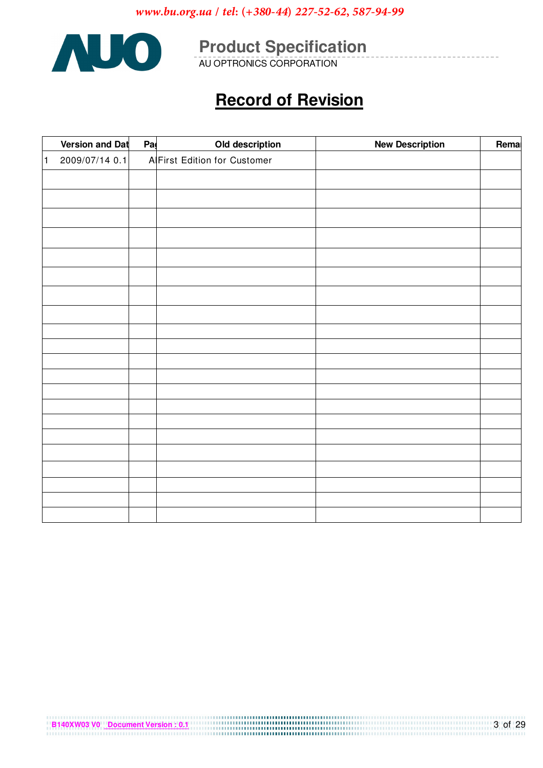# Record of Revision

| Version and Dat | Pa | Old description | New Description | Rema |
|---|---|---|---|---|
| 1 2009/07/14 0.1 | A | First Edition for Customer | | |
| | | | | |
| | | | | |
| | | | | |
| | | | | |
| | | | | |
| | | | | |
| | | | | |
| | | | | |
| | | | | |
| | | | | |
| | | | | |
| | | | | |
| | | | | |
| | | | | |
| | | | | |
| | | | | |
| | | | | |
| | | | | |
| | | | | |
| | | | | |
| | | | | |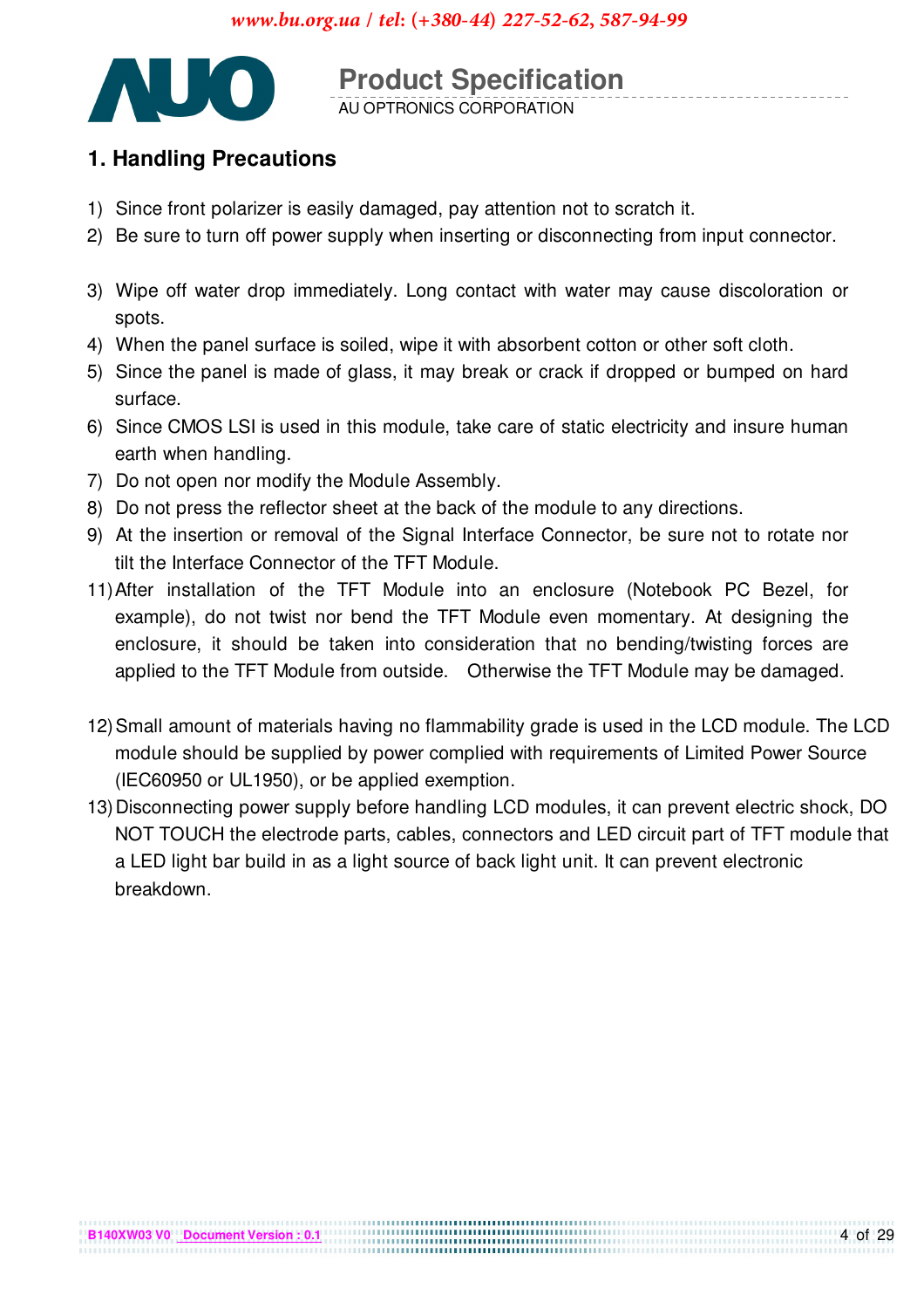1. Handling Precautions

1) Since front polarizer is easily damaged, pay attention not to scratch it.
2) Be sure to turn off power supply when inserting or disconnecting from input connector.

3) Wipe off water drop immediately. Long contact with water may cause discoloration or spots.
4) When the panel surface is soiled, wipe it with absorbent cotton or other soft cloth.
5) Since the panel is made of glass, it may break or crack if dropped or bumped on hard surface.
6) Since CMOS LSI is used in this module, take care of static electricity and insure human earth when handling.
7) Do not open nor modify the Module Assembly.
8) Do not press the reflector sheet at the back of the module to any directions.
9) At the insertion or removal of the Signal Interface Connector, be sure not to rotate nor tilt the Interface Connector of the TFT Module.

11) After installation of the TFT Module into an enclosure (Notebook PC Bezel, for example), do not twist nor bend the TFT Module even momentary. At designing the enclosure, it should be taken into consideration that no bending/twisting forces are applied to the TFT Module from outside. Otherwise the TFT Module may be damaged.

12) Small amount of materials having no flammability grade is used in the LCD module. The LCD module should be supplied by power complied with requirements of Limited Power Source (IEC60950 or UL1950), or be applied exemption.

13) Disconnecting power supply before handling LCD modules, it can prevent electric shock, DO NOT TOUCH the electrode parts, cables, connectors and LED circuit part of TFT module that a LED light bar build in as a light source of back light unit. It can prevent electronic breakdown.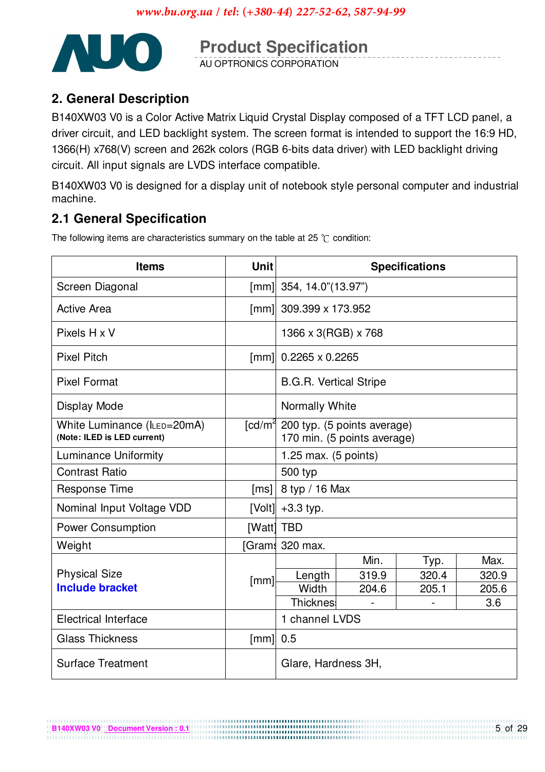## 2. General Description

B140XW03 V0 is a Color Active Matrix Liquid Crystal Display composed of a TFT LCD panel, a driver circuit, and LED backlight system. The screen format is intended to support the 16:9 HD, 1366(H) x768(V) screen and 262k colors (RGB 6-bits data driver) with LED backlight driving circuit. All input signals are LVDS interface compatible.

B140XW03 V0 is designed for a display unit of notebook style personal computer and industrial machine.

## 2.1 General Specification

The following items are characteristics summary on the table at 25 ℃ condition:

| Items | Unit | Specifications | | | |
|---|---|---|---|---|---|
| Screen Diagonal | [mm] | 354, 14.0"(13.97") | | | |
| Active Area | [mm] | 309.399 x 173.952 | | | |
| Pixels H x V | | 1366 x 3(RGB) x 768 | | | |
| Pixel Pitch | [mm] | 0.2265 x 0.2265 | | | |
| Pixel Format | | B.G.R. Vertical Stripe | | | |
| Display Mode | | Normally White | | | |
| White Luminance ($I_{LED}$=20mA) **(Note: ILED is LED current)** | [cd/m²] | 200 typ. (5 points average) 170 min. (5 points average) | | | |
| Luminance Uniformity | | 1.25 max. (5 points) | | | |
| Contrast Ratio | | 500 typ | | | |
| Response Time | [ms] | 8 typ / 16 Max | | | |
| Nominal Input Voltage VDD | [Volt] | +3.3 typ. | | | |
| Power Consumption | [Watt] | TBD | | | |
| Weight | [Grams] | 320 max. | | | |
| Physical Size **Include bracket** | [mm] | | Min. | Typ. | Max. |
| | | Length | 319.9 | 320.4 | 320.9 |
| | | Width | 204.6 | 205.1 | 205.6 |
| | | Thickness | - | - | 3.6 |
| Electrical Interface | | 1 channel LVDS | | | |
| Glass Thickness | [mm] | 0.5 | | | |
| Surface Treatment | | Glare, Hardness 3H, | | | |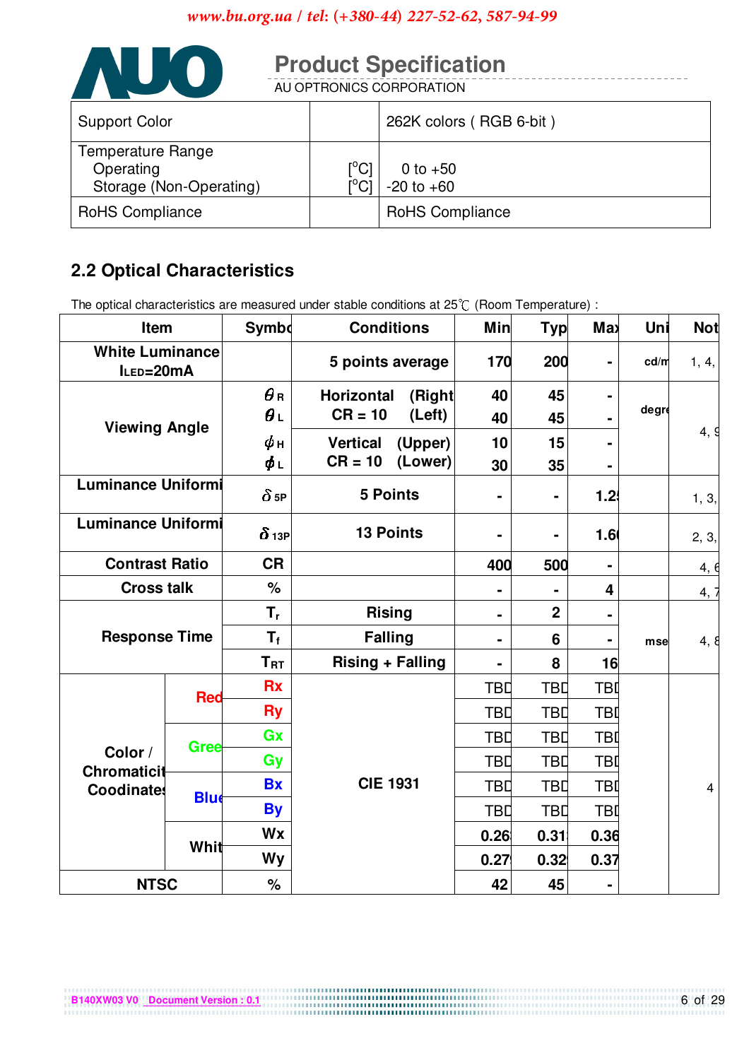| Support Color | | 262K colors ( RGB 6-bit ) |
|---|---|---|
| Temperature Range<br>Operating<br>Storage (Non-Operating) | <br>[°C]<br>[°C] | <br>0 to +50<br>-20 to +60 |
| RoHS Compliance | | RoHS Compliance |

## 2.2 Optical Characteristics

The optical characteristics are measured under stable conditions at 25℃ (Room Temperature) :

| Item | | Symbo | Conditions | Min | Typ | Max | Uni | Not |
|---|---|---|---|---|---|---|---|---|
| **White Luminance $I_{LED}$=20mA** | | | **5 points average** | **170** | **200** | **-** | cd/m | 1, 4, |
| **Viewing Angle** | | $\theta_R$ | **Horizontal (Right) CR = 10** | **40** | **45** | **-** | degre | 4, 9 |
| | | $\theta_L$ | **(Left)** | **40** | **45** | **-** | | |
| | | $\phi_H$ | **Vertical (Upper) CR = 10** | **10** | **15** | **-** | | |
| | | $\phi_L$ | **(Lower)** | **30** | **35** | **-** | | |
| **Luminance Uniformi** | | $\delta_{5P}$ | **5 Points** | **-** | **-** | **1.2** | | 1, 3, |
| **Luminance Uniformi** | | $\delta_{13P}$ | **13 Points** | **-** | **-** | **1.6** | | 2, 3, |
| **Contrast Ratio** | | **CR** | | **400** | **500** | **-** | | 4, 6 |
| **Cross talk** | | **%** | | **-** | **-** | **4** | | 4, 7 |
| **Response Time** | | $T_r$ | **Rising** | **-** | **2** | **-** | mse | 4, 8 |
| | | $T_f$ | **Falling** | **-** | **6** | **-** | | |
| | | $T_{RT}$ | **Rising + Falling** | **-** | **8** | **16** | | |
| **Color / Chromaticit Coodinates** | **Red** | **Rx** | **CIE 1931** | TBD | TBD | TBD | | 4 |
| | | **Ry** | | TBD | TBD | TBD | | |
| | **Gree** | **Gx** | | TBD | TBD | TBD | | |
| | | **Gy** | | TBD | TBD | TBD | | |
| | **Blue** | **Bx** | | TBD | TBD | TBD | | |
| | | **By** | | TBD | TBD | TBD | | |
| | **Whit** | **Wx** | | **0.26** | **0.31** | **0.36** | | |
| | | **Wy** | | **0.27** | **0.32** | **0.37** | | |
| **NTSC** | | **%** | | **42** | **45** | **-** | | |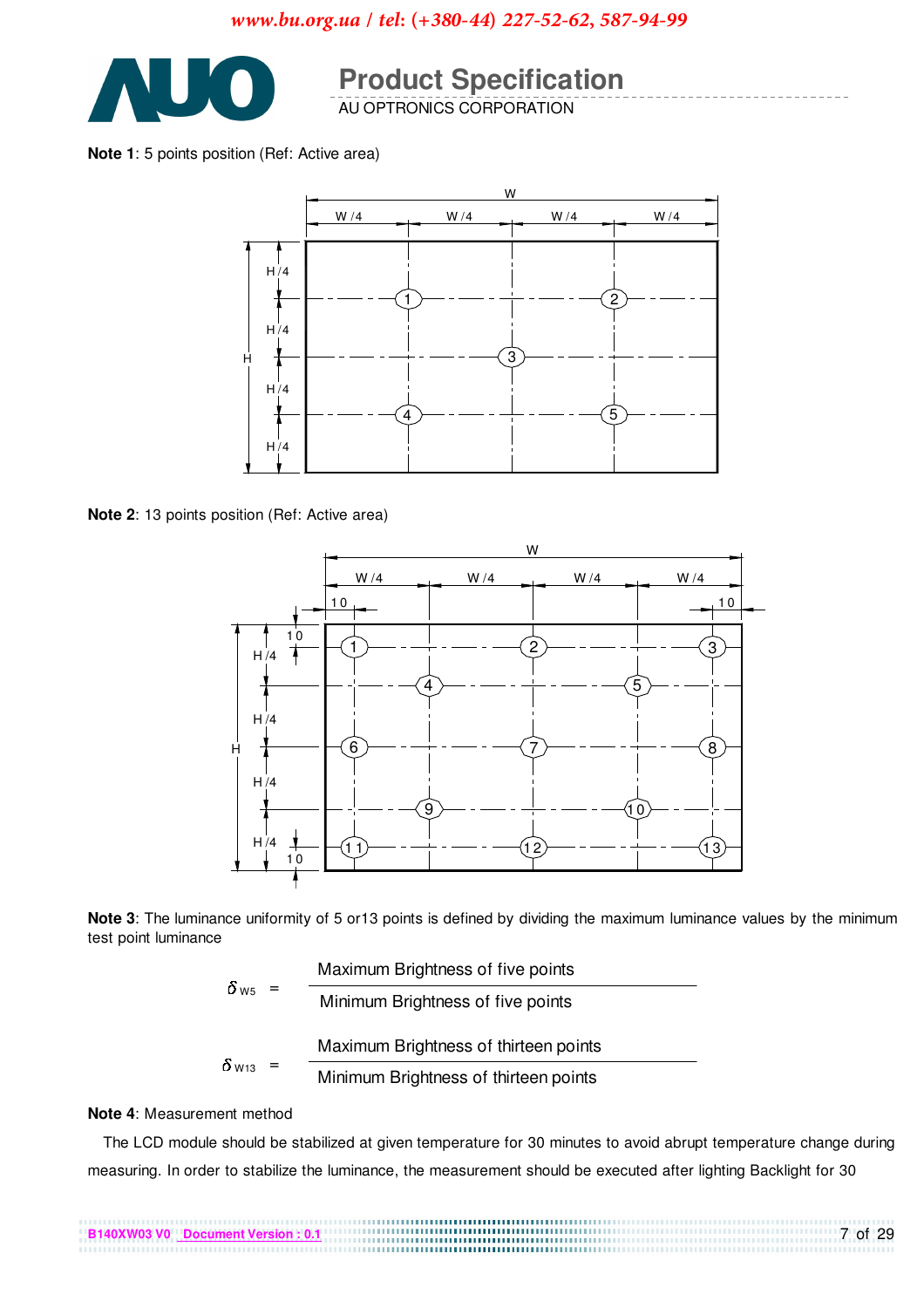**Note 1**: 5 points position (Ref: Active area)

**Note 2**: 13 points position (Ref: Active area)

**Note 3**: The luminance uniformity of 5 or13 points is defined by dividing the maximum luminance values by the minimum test point luminance

$$\delta_{W5} = \frac{\text{Maximum Brightness of five points}}{\text{Minimum Brightness of five points}}$$

$$\delta_{W13} = \frac{\text{Maximum Brightness of thirteen points}}{\text{Minimum Brightness of thirteen points}}$$

**Note 4**: Measurement method

The LCD module should be stabilized at given temperature for 30 minutes to avoid abrupt temperature change during measuring. In order to stabilize the luminance, the measurement should be executed after lighting Backlight for 30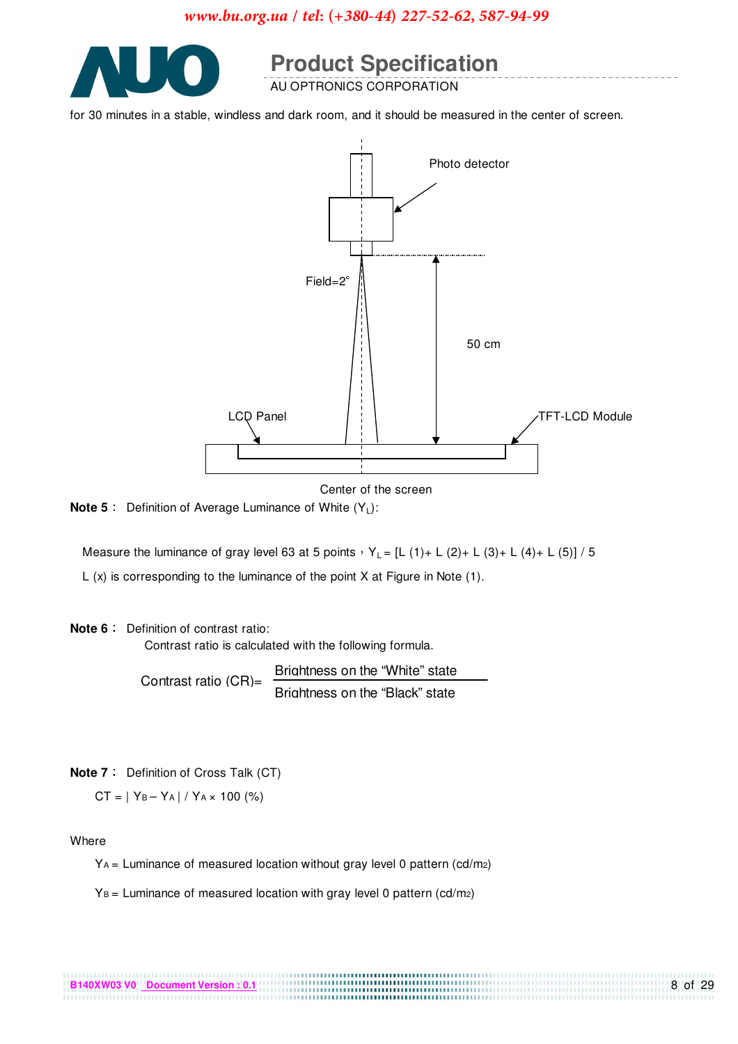for 30 minutes in a stable, windless and dark room, and it should be measured in the center of screen.

Photo detector

Field=2°

50 cm

LCD Panel

TFT-LCD Module

Center of the screen

**Note 5**： Definition of Average Luminance of White ($Y_L$):

Measure the luminance of gray level 63 at 5 points，$Y_L$ = [L (1)+ L (2)+ L (3)+ L (4)+ L (5)] / 5

L (x) is corresponding to the luminance of the point X at Figure in Note (1).

**Note 6**： Definition of contrast ratio:

Contrast ratio is calculated with the following formula.

$$\text{Contrast ratio (CR)} = \frac{\text{Brightness on the "White" state}}{\text{Brightness on the "Black" state}}$$

**Note 7**： Definition of Cross Talk (CT)

$$CT = | Y_B - Y_A | / Y_A \times 100\ (\%)$$

Where

$Y_A$ = Luminance of measured location without gray level 0 pattern ($cd/m^2$)

$Y_B$ = Luminance of measured location with gray level 0 pattern ($cd/m^2$)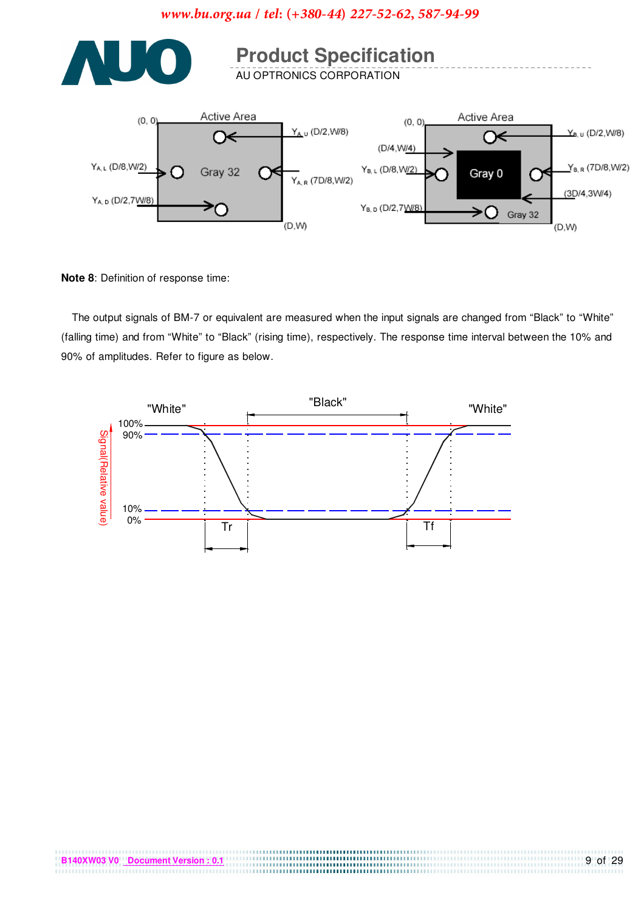**Note 8**: Definition of response time:

The output signals of BM-7 or equivalent are measured when the input signals are changed from "Black" to "White" (falling time) and from "White" to "Black" (rising time), respectively. The response time interval between the 10% and 90% of amplitudes. Refer to figure as below.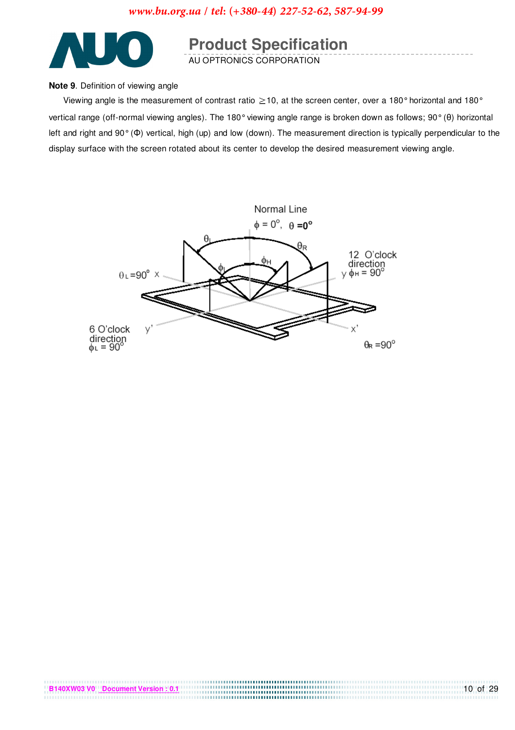**Note 9**. Definition of viewing angle

Viewing angle is the measurement of contrast ratio ≧10, at the screen center, over a 180° horizontal and 180° vertical range (off-normal viewing angles). The 180° viewing angle range is broken down as follows; 90° (θ) horizontal left and right and 90° (Φ) vertical, high (up) and low (down). The measurement direction is typically perpendicular to the display surface with the screen rotated about its center to develop the desired measurement viewing angle.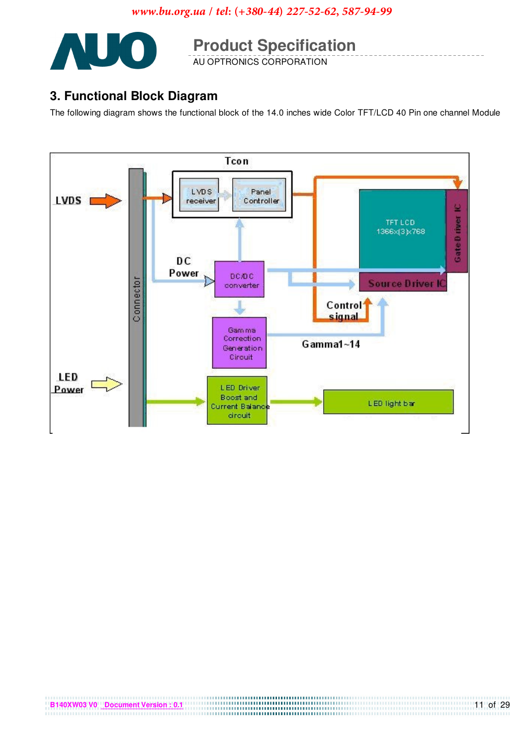## 3. Functional Block Diagram

The following diagram shows the functional block of the 14.0 inches wide Color TFT/LCD 40 Pin one channel Module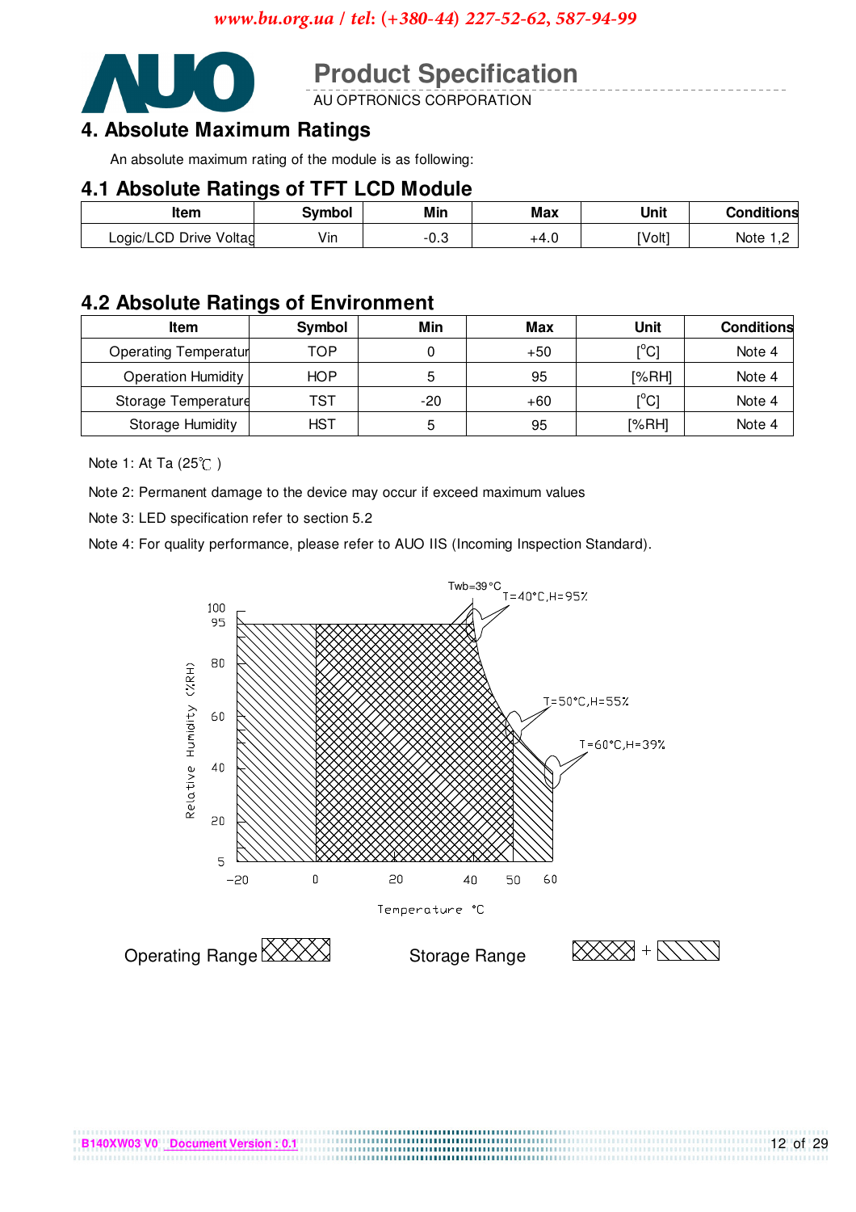# 4. Absolute Maximum Ratings

An absolute maximum rating of the module is as following:

## 4.1 Absolute Ratings of TFT LCD Module

| Item | Symbol | Min | Max | Unit | Conditions |
|---|---|---|---|---|---|
| Logic/LCD Drive Voltag | Vin | -0.3 | +4.0 | [Volt] | Note 1,2 |

## 4.2 Absolute Ratings of Environment

| Item | Symbol | Min | Max | Unit | Conditions |
|---|---|---|---|---|---|
| Operating Temperatur | TOP | 0 | +50 | [°C] | Note 4 |
| Operation Humidity | HOP | 5 | 95 | [%RH] | Note 4 |
| Storage Temperature | TST | -20 | +60 | [°C] | Note 4 |
| Storage Humidity | HST | 5 | 95 | [%RH] | Note 4 |

Note 1: At Ta (25℃ )

Note 2: Permanent damage to the device may occur if exceed maximum values

Note 3: LED specification refer to section 5.2

Note 4: For quality performance, please refer to AUO IIS (Incoming Inspection Standard).

Twb=39°C
T=40°C,H=95%
T=50°C,H=55%
T=60°C,H=39%

Relative Humidity (%RH)

Temperature °C

Operating Range

Storage Range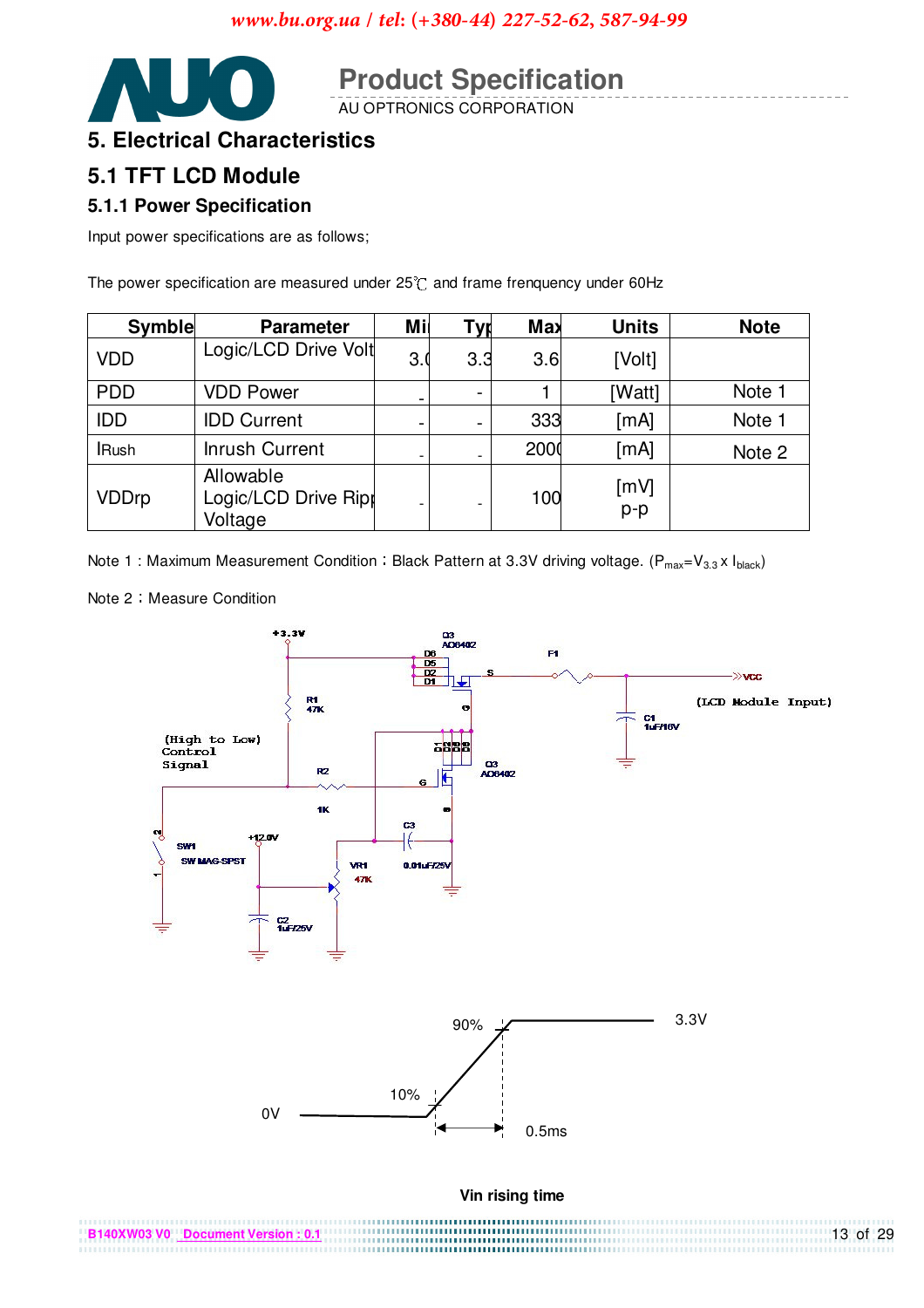# 5. Electrical Characteristics

## 5.1 TFT LCD Module

### 5.1.1 Power Specification

Input power specifications are as follows;

The power specification are measured under 25℃ and frame frenquency under 60Hz

| Symble | Parameter | Min | Typ | Max | Units | Note |
|---|---|---|---|---|---|---|
| VDD | Logic/LCD Drive Volt | 3.0 | 3.3 | 3.6 | [Volt] | |
| PDD | VDD Power | - | - | 1 | [Watt] | Note 1 |
| IDD | IDD Current | - | - | 333 | [mA] | Note 1 |
| IRush | Inrush Current | - | - | 2000 | [mA] | Note 2 |
| VDDrp | Allowable Logic/LCD Drive Ripple Voltage | - | - | 100 | [mV] p-p | |

Note 1 : Maximum Measurement Condition：Black Pattern at 3.3V driving voltage. ($P_{max}=V_{3.3} \times I_{black}$)

Note 2：Measure Condition

Vin rising time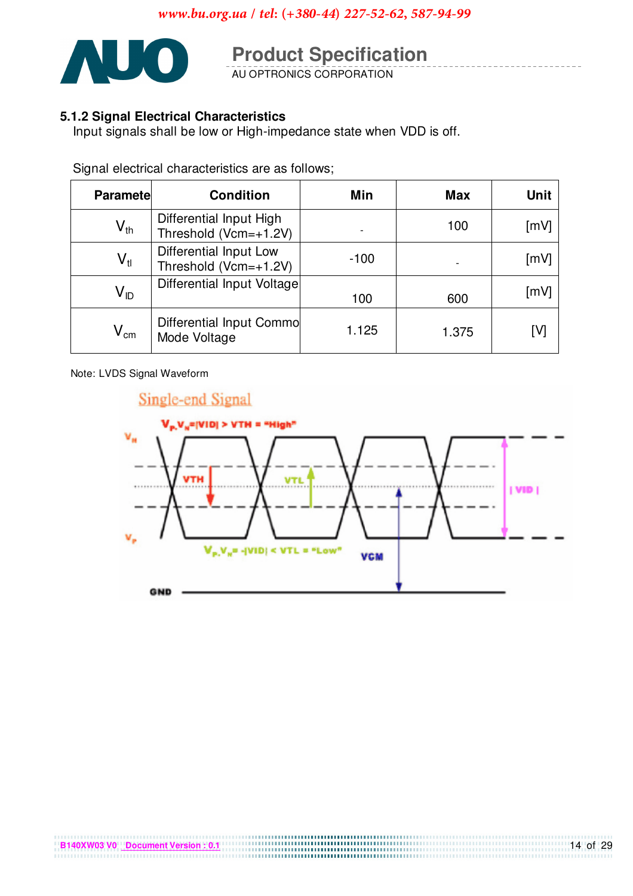### 5.1.2 Signal Electrical Characteristics

Input signals shall be low or High-impedance state when VDD is off.

Signal electrical characteristics are as follows;

| Paramete | Condition | Min | Max | Unit |
|---|---|---|---|---|
| $V_{th}$ | Differential Input High Threshold (Vcm=+1.2V) | - | 100 | [mV] |
| $V_{tl}$ | Differential Input Low Threshold (Vcm=+1.2V) | -100 | - | [mV] |
| $V_{ID}$ | Differential Input Voltage | 100 | 600 | [mV] |
| $V_{cm}$ | Differential Input Commo Mode Voltage | 1.125 | 1.375 | [V] |

Note: LVDS Signal Waveform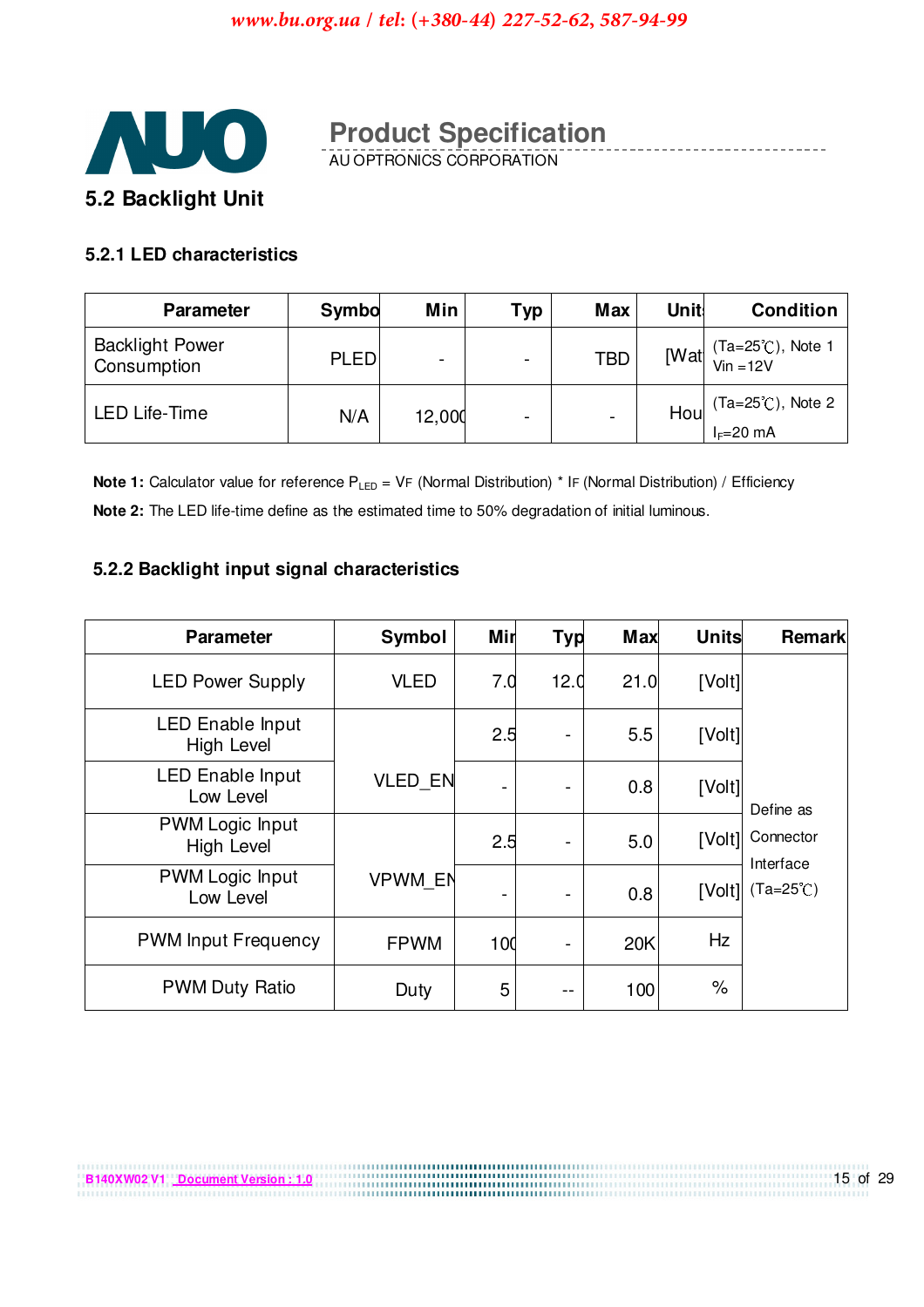## 5.2 Backlight Unit

### 5.2.1 LED characteristics

| Parameter | Symbo | Min | Typ | Max | Unit | Condition |
|---|---|---|---|---|---|---|
| Backlight Power Consumption | PLED | - | - | TBD | [Wat | (Ta=25℃), Note 1<br>Vin =12V |
| LED Life-Time | N/A | 12,000 | - | - | Hou | (Ta=25℃), Note 2<br>$I_F$=20 mA |

**Note 1:** Calculator value for reference $P_{LED}$ = VF (Normal Distribution) * IF (Normal Distribution) / Efficiency

**Note 2:** The LED life-time define as the estimated time to 50% degradation of initial luminous.

### 5.2.2 Backlight input signal characteristics

| Parameter | Symbol | Min | Typ | Max | Units | Remark |
|---|---|---|---|---|---|---|
| LED Power Supply | VLED | 7.0 | 12.0 | 21.0 | [Volt] | Define as Connector Interface (Ta=25℃) |
| LED Enable Input High Level | VLED_EN | 2.5 | - | 5.5 | [Volt] | |
| LED Enable Input Low Level | | - | - | 0.8 | [Volt] | |
| PWM Logic Input High Level | VPWM_EN | 2.5 | - | 5.0 | [Volt] | |
| PWM Logic Input Low Level | | - | - | 0.8 | [Volt] | |
| PWM Input Frequency | FPWM | 100 | - | 20K | Hz | |
| PWM Duty Ratio | Duty | 5 | -- | 100 | % | |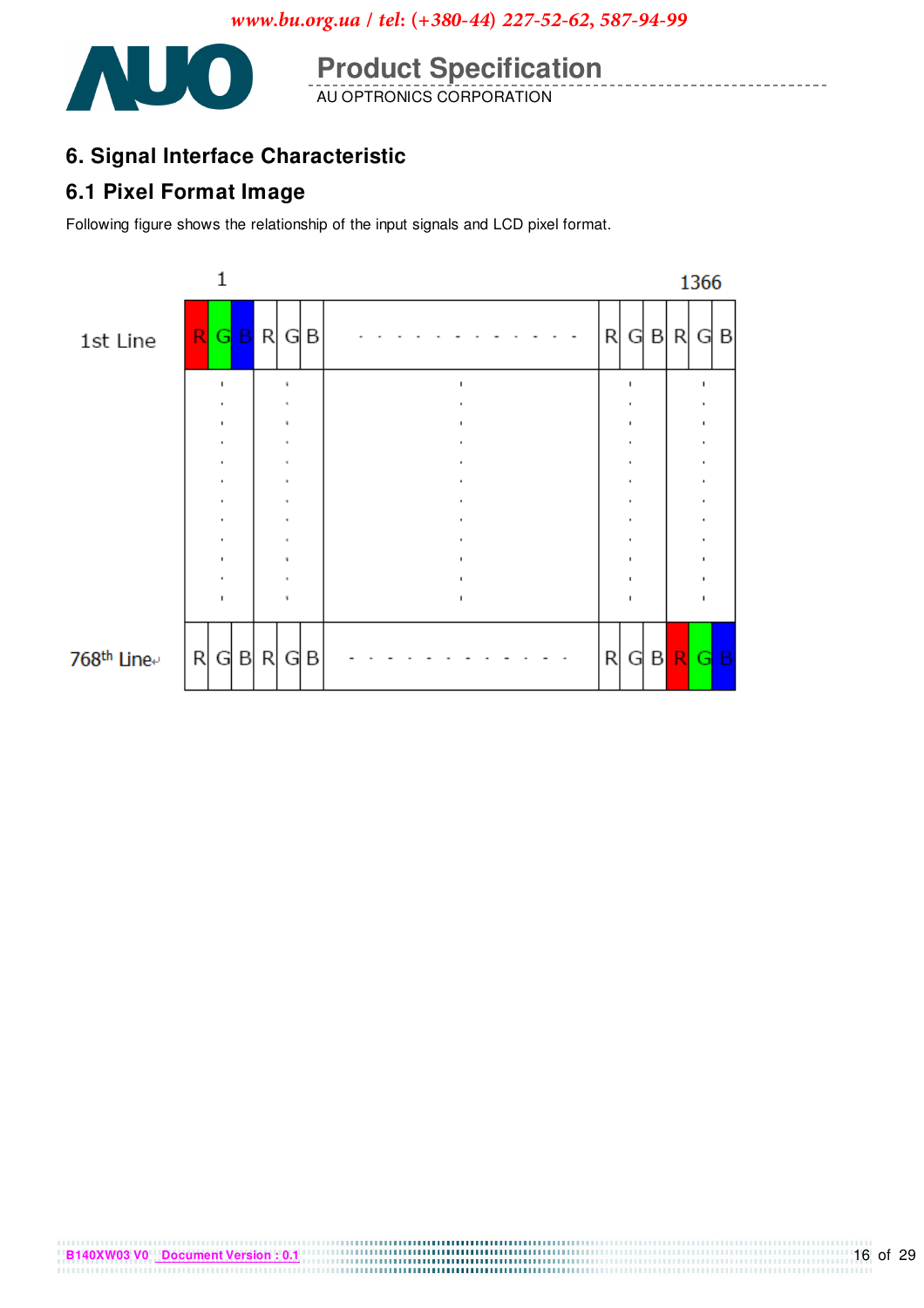## 6. Signal Interface Characteristic

### 6.1 Pixel Format Image

Following figure shows the relationship of the input signals and LCD pixel format.

|  | 1 |  |  |  |  |  |  |  |  |  |  | 1366 |  |
|---|---|---|---|---|---|---|---|---|---|---|---|---|---|
| 1st Line | R | G | B | R | G | B | . . . . . . . . . . . . | R | G | B | R | G | B |
|  | : |  |  | : |  |  | : | : |  |  | : |  |  |
| 768th Line | R | G | B | R | G | B | . . . . . . . . . . . . | R | G | B | R | G | B |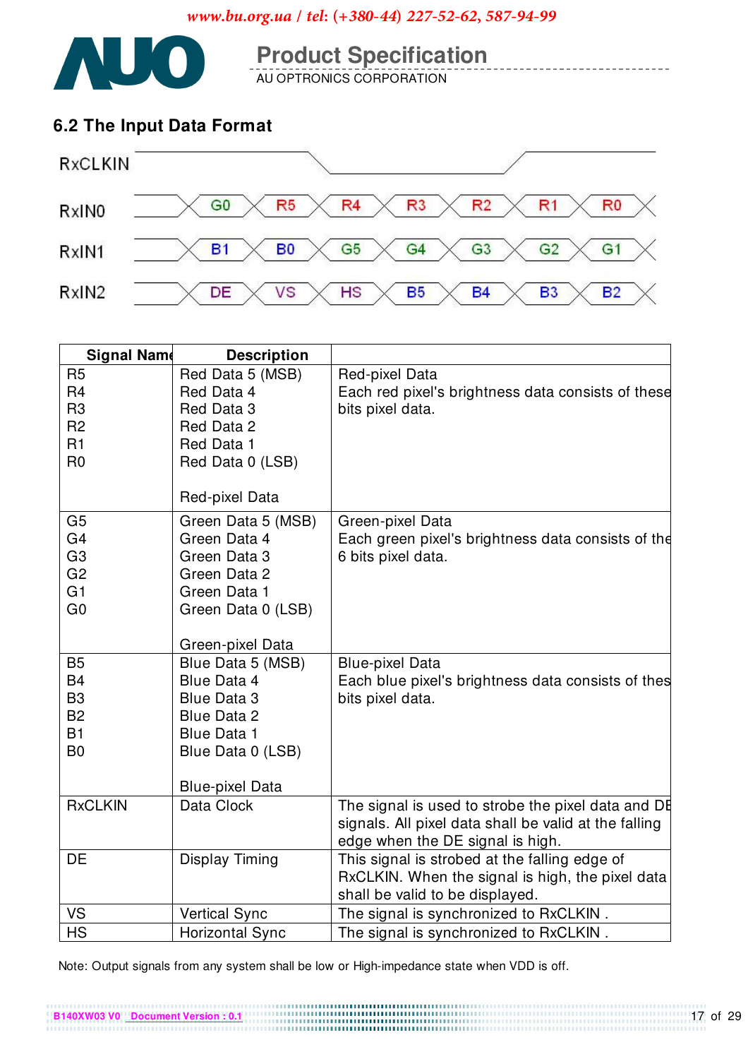## 6.2 The Input Data Format

RxCLKIN

| RxIN0 | G0 | R5 | R4 | R3 | R2 | R1 | R0 |
|---|---|---|---|---|---|---|---|
| RxIN1 | B1 | B0 | G5 | G4 | G3 | G2 | G1 |
| RxIN2 | DE | VS | HS | B5 | B4 | B3 | B2 |

| Signal Name | Description | |
|---|---|---|
| R5<br>R4<br>R3<br>R2<br>R1<br>R0 | Red Data 5 (MSB)<br>Red Data 4<br>Red Data 3<br>Red Data 2<br>Red Data 1<br>Red Data 0 (LSB)<br><br>Red-pixel Data | Red-pixel Data<br>Each red pixel's brightness data consists of these bits pixel data. |
| G5<br>G4<br>G3<br>G2<br>G1<br>G0 | Green Data 5 (MSB)<br>Green Data 4<br>Green Data 3<br>Green Data 2<br>Green Data 1<br>Green Data 0 (LSB)<br><br>Green-pixel Data | Green-pixel Data<br>Each green pixel's brightness data consists of the 6 bits pixel data. |
| B5<br>B4<br>B3<br>B2<br>B1<br>B0 | Blue Data 5 (MSB)<br>Blue Data 4<br>Blue Data 3<br>Blue Data 2<br>Blue Data 1<br>Blue Data 0 (LSB)<br><br>Blue-pixel Data | Blue-pixel Data<br>Each blue pixel's brightness data consists of thes bits pixel data. |
| RxCLKIN | Data Clock | The signal is used to strobe the pixel data and DE signals. All pixel data shall be valid at the falling edge when the DE signal is high. |
| DE | Display Timing | This signal is strobed at the falling edge of RxCLKIN. When the signal is high, the pixel data shall be valid to be displayed. |
| VS | Vertical Sync | The signal is synchronized to RxCLKIN . |
| HS | Horizontal Sync | The signal is synchronized to RxCLKIN . |

Note: Output signals from any system shall be low or High-impedance state when VDD is off.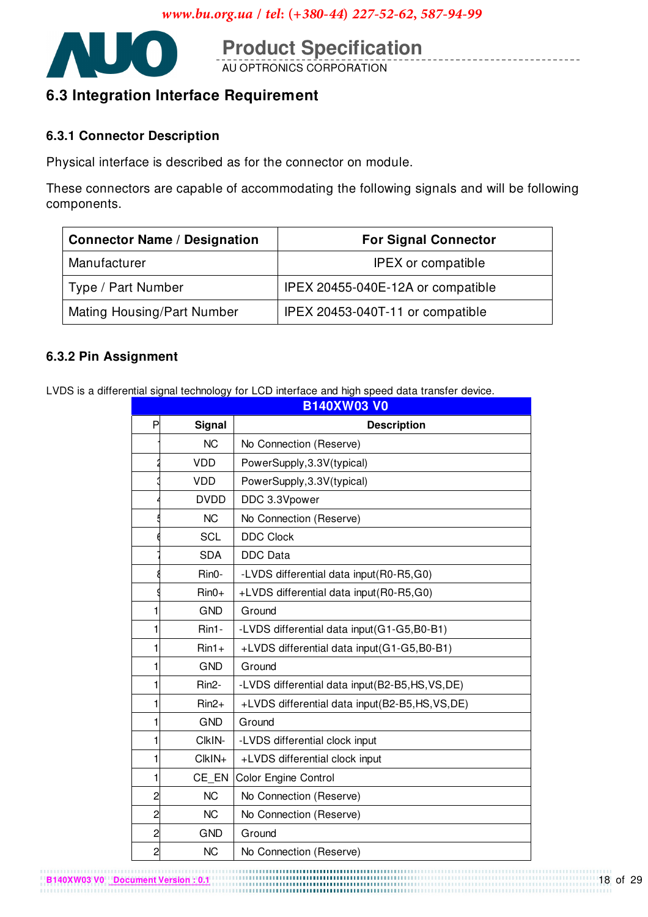## 6.3 Integration Interface Requirement

### 6.3.1 Connector Description

Physical interface is described as for the connector on module.

These connectors are capable of accommodating the following signals and will be following components.

| Connector Name / Designation | For Signal Connector |
|---|---|
| Manufacturer | IPEX or compatible |
| Type / Part Number | IPEX 20455-040E-12A or compatible |
| Mating Housing/Part Number | IPEX 20453-040T-11 or compatible |

### 6.3.2 Pin Assignment

LVDS is a differential signal technology for LCD interface and high speed data transfer device.

| B140XW03 V0 | | |
|---|---|---|
| P | Signal | Description |
| 1 | NC | No Connection (Reserve) |
| 2 | VDD | PowerSupply,3.3V(typical) |
| 3 | VDD | PowerSupply,3.3V(typical) |
| 4 | DVDD | DDC 3.3Vpower |
| 5 | NC | No Connection (Reserve) |
| 6 | SCL | DDC Clock |
| 7 | SDA | DDC Data |
| 8 | Rin0- | -LVDS differential data input(R0-R5,G0) |
| 9 | Rin0+ | +LVDS differential data input(R0-R5,G0) |
| 1 | GND | Ground |
| 1 | Rin1- | -LVDS differential data input(G1-G5,B0-B1) |
| 1 | Rin1+ | +LVDS differential data input(G1-G5,B0-B1) |
| 1 | GND | Ground |
| 1 | Rin2- | -LVDS differential data input(B2-B5,HS,VS,DE) |
| 1 | Rin2+ | +LVDS differential data input(B2-B5,HS,VS,DE) |
| 1 | GND | Ground |
| 1 | ClkIN- | -LVDS differential clock input |
| 1 | ClkIN+ | +LVDS differential clock input |
| 1 | CE_EN | Color Engine Control |
| 2 | NC | No Connection (Reserve) |
| 2 | NC | No Connection (Reserve) |
| 2 | GND | Ground |
| 2 | NC | No Connection (Reserve) |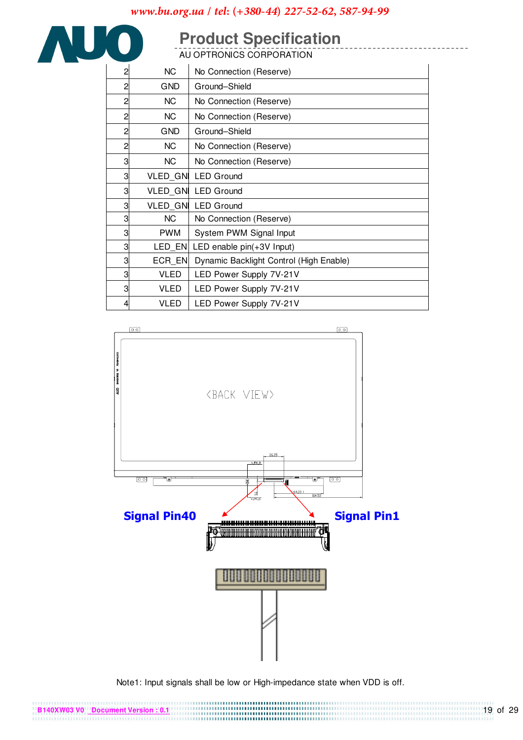| 2 | NC | No Connection (Reserve) |
|---|---|---|
| 2 | GND | Ground–Shield |
| 2 | NC | No Connection (Reserve) |
| 2 | NC | No Connection (Reserve) |
| 2 | GND | Ground–Shield |
| 2 | NC | No Connection (Reserve) |
| 3 | NC | No Connection (Reserve) |
| 3 | VLED_GNI | LED Ground |
| 3 | VLED_GNI | LED Ground |
| 3 | VLED_GNI | LED Ground |
| 3 | NC | No Connection (Reserve) |
| 3 | PWM | System PWM Signal Input |
| 3 | LED_EN | LED enable pin(+3V Input) |
| 3 | ECR_EN | Dynamic Backlight Control (High Enable) |
| 3 | VLED | LED Power Supply 7V-21V |
| 3 | VLED | LED Power Supply 7V-21V |
| 4 | VLED | LED Power Supply 7V-21V |

<BACK VIEW>

**Signal Pin40**

**Signal Pin1**

Note1: Input signals shall be low or High-impedance state when VDD is off.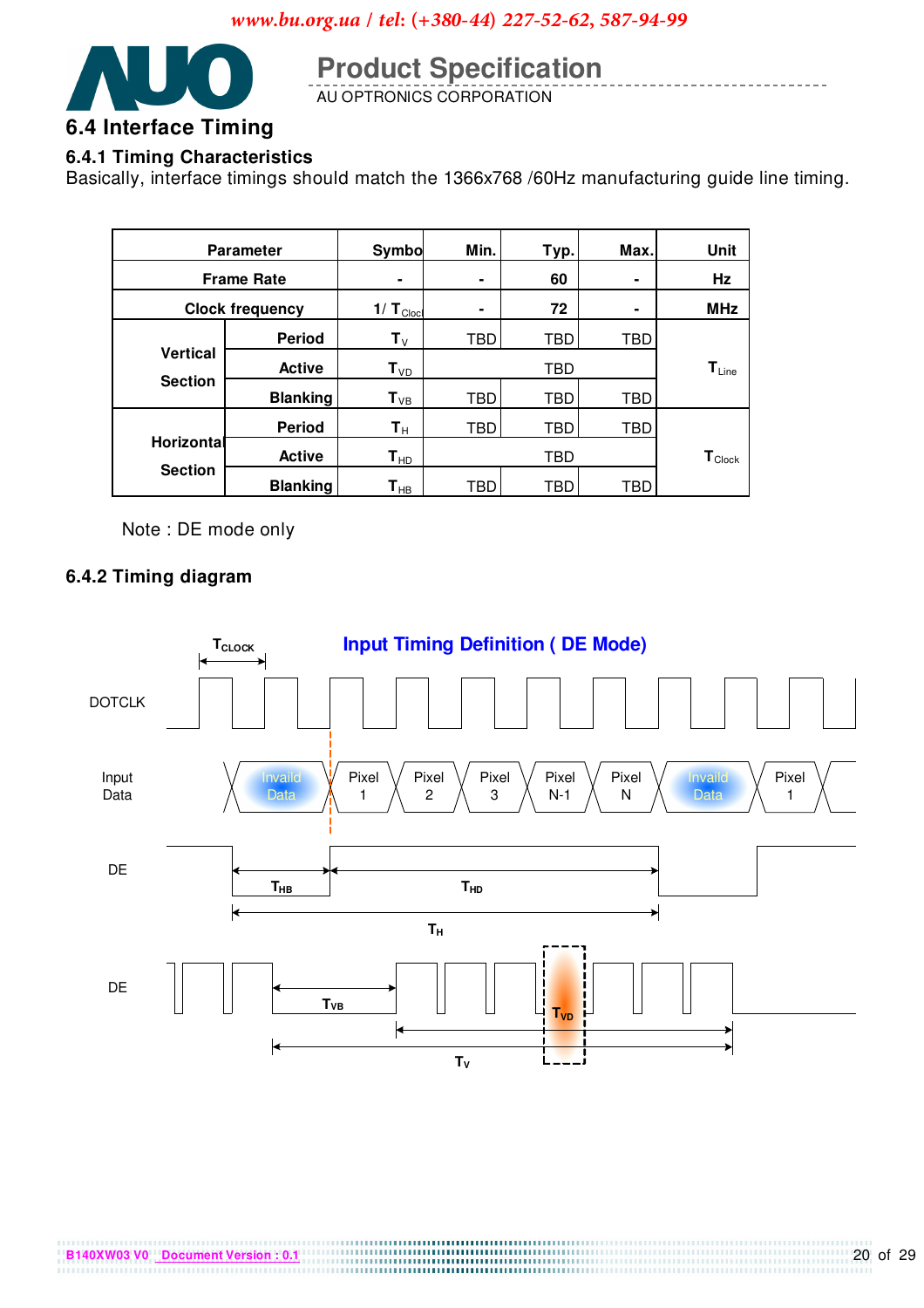## 6.4 Interface Timing

### 6.4.1 Timing Characteristics

Basically, interface timings should match the 1366x768 /60Hz manufacturing guide line timing.

| Parameter | | Symbo | Min. | Typ. | Max. | Unit |
|---|---|---|---|---|---|---|
| Frame Rate | | - | - | 60 | - | Hz |
| Clock frequency | | 1/ $T_{Clock}$ | - | 72 | - | MHz |
| Vertical Section | Period | $T_V$ | TBD | TBD | TBD | $T_{Line}$ |
| | Active | $T_{VD}$ | | TBD | | |
| | Blanking | $T_{VB}$ | TBD | TBD | TBD | |
| Horizontal Section | Period | $T_H$ | TBD | TBD | TBD | $T_{Clock}$ |
| | Active | $T_{HD}$ | | TBD | | |
| | Blanking | $T_{HB}$ | TBD | TBD | TBD | |

Note : DE mode only

### 6.4.2 Timing diagram

**Input Timing Definition ( DE Mode)**

DOTCLK, Input Data (Invaild Data, Pixel 1, Pixel 2, Pixel 3, Pixel N-1, Pixel N, Invaild Data, Pixel 1), DE ($T_{HB}$, $T_{HD}$, $T_H$), DE ($T_{VB}$, $T_{VD}$, $T_V$), $T_{CLOCK}$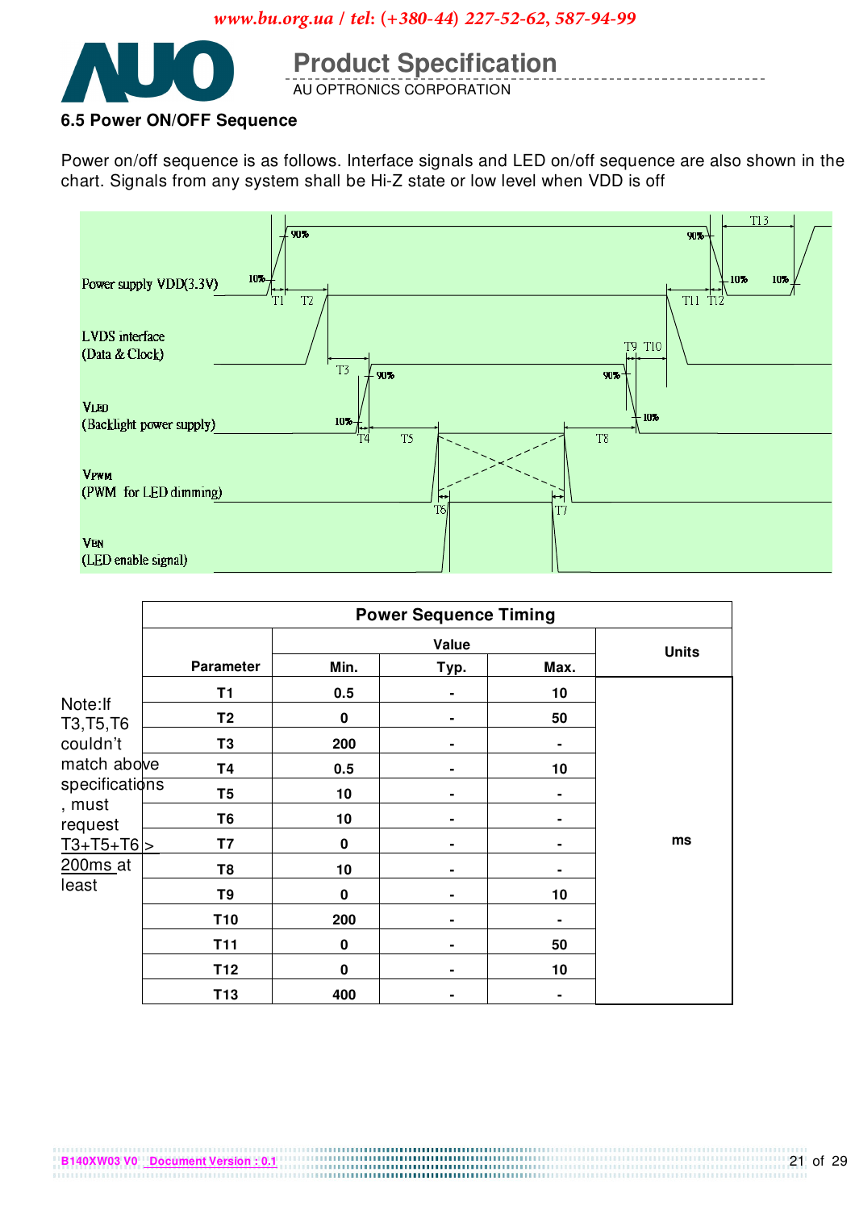### 6.5 Power ON/OFF Sequence

Power on/off sequence is as follows. Interface signals and LED on/off sequence are also shown in the chart. Signals from any system shall be Hi-Z state or low level when VDD is off

| Parameter | Value | | | Units |
|---|---|---|---|---|
| | Min. | Typ. | Max. | |
| T1 | 0.5 | - | 10 | ms |
| T2 | 0 | - | 50 | |
| T3 | 200 | - | - | |
| T4 | 0.5 | - | 10 | |
| T5 | 10 | - | - | |
| T6 | 10 | - | - | |
| T7 | 0 | - | - | |
| T8 | 10 | - | - | |
| T9 | 0 | - | 10 | |
| T10 | 200 | - | - | |
| T11 | 0 | - | 50 | |
| T12 | 0 | - | 10 | |
| T13 | 400 | - | - | |

Note:If T3,T5,T6 couldn't match above specifications, must request T3+T5+T6 > 200ms at least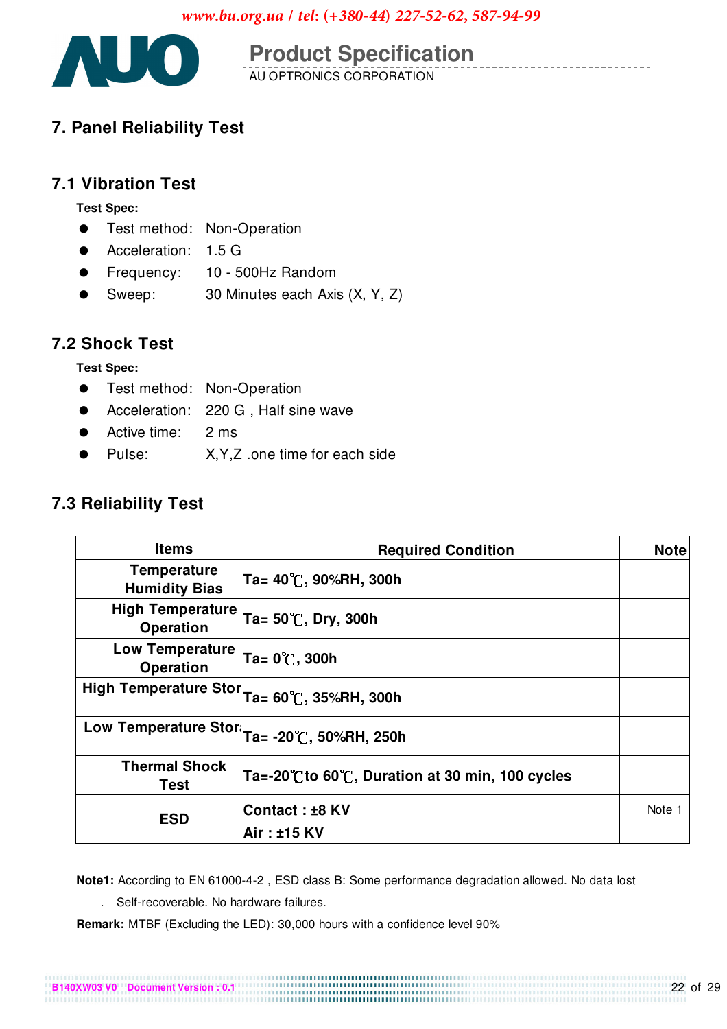# 7. Panel Reliability Test

## 7.1 Vibration Test

**Test Spec:**

- Test method: Non-Operation
- Acceleration: 1.5 G
- Frequency: 10 - 500Hz Random
- Sweep: 30 Minutes each Axis (X, Y, Z)

## 7.2 Shock Test

**Test Spec:**

- Test method: Non-Operation
- Acceleration: 220 G , Half sine wave
- Active time: 2 ms
- Pulse: X,Y,Z .one time for each side

## 7.3 Reliability Test

| Items | Required Condition | Note |
|---|---|---|
| Temperature Humidity Bias | Ta= 40℃, 90%RH, 300h | |
| High Temperature Operation | Ta= 50℃, Dry, 300h | |
| Low Temperature Operation | Ta= 0℃, 300h | |
| High Temperature Stor | Ta= 60℃, 35%RH, 300h | |
| Low Temperature Stor | Ta= -20℃, 50%RH, 250h | |
| Thermal Shock Test | Ta=-20℃to 60℃, Duration at 30 min, 100 cycles | |
| ESD | Contact : ±8 KV<br>Air : ±15 KV | Note 1 |

**Note1:** According to EN 61000-4-2 , ESD class B: Some performance degradation allowed. No data lost

. Self-recoverable. No hardware failures.

**Remark:** MTBF (Excluding the LED): 30,000 hours with a confidence level 90%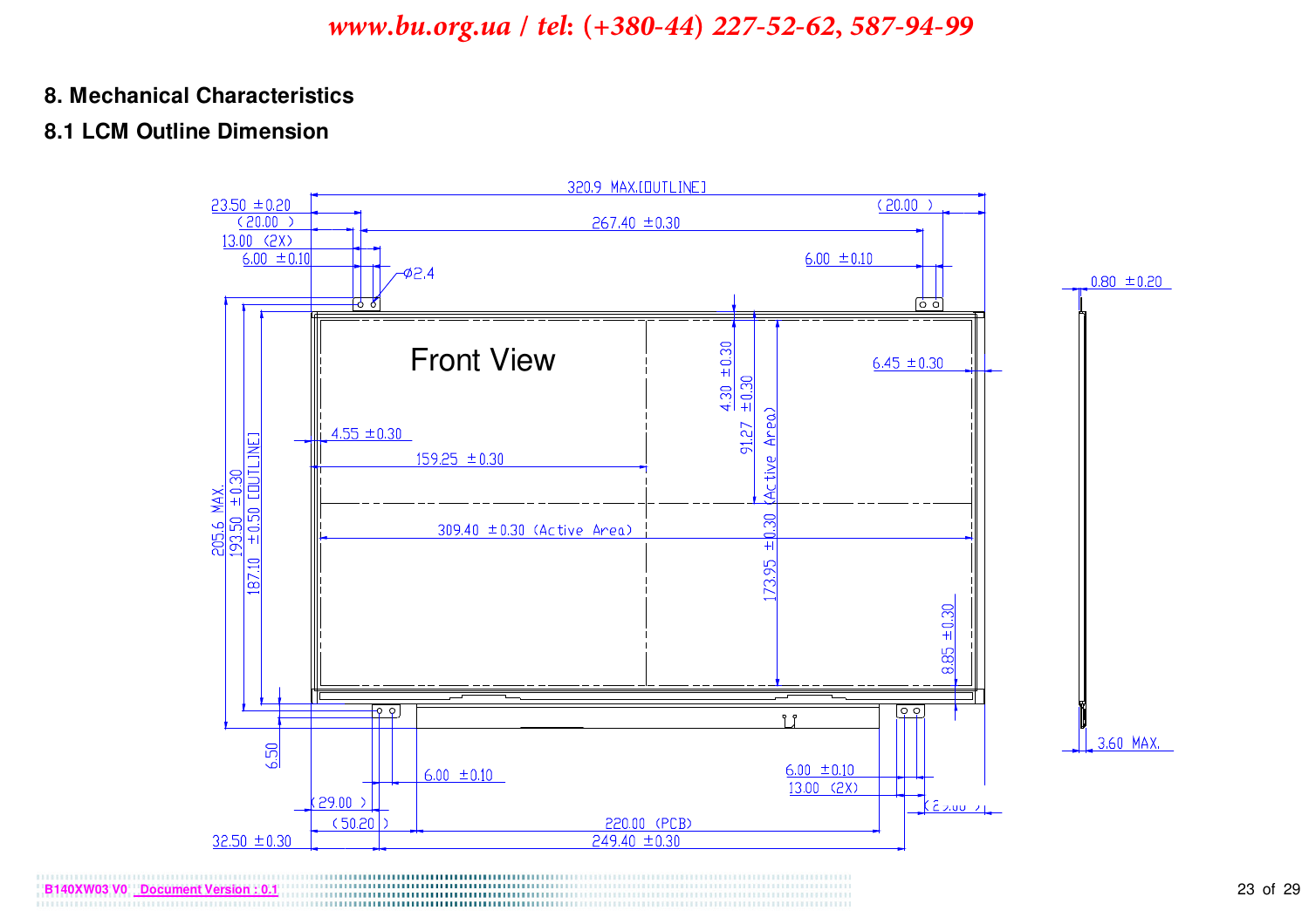## 8. Mechanical Characteristics

### 8.1 LCM Outline Dimension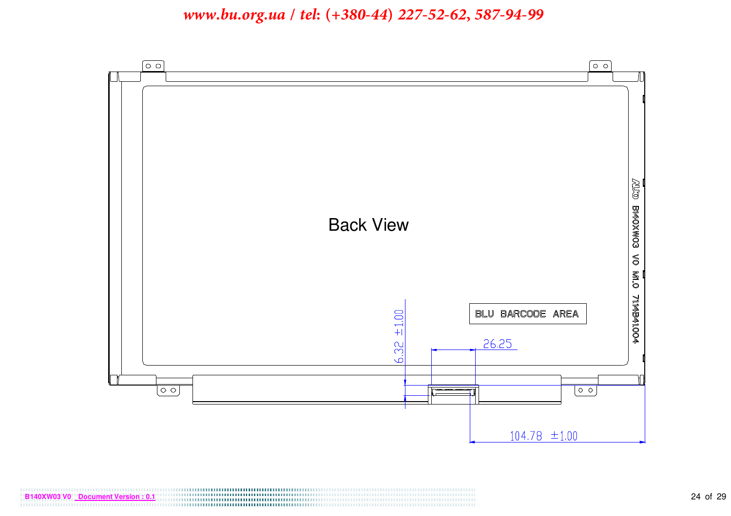Back View

BLU BARCODE AREA

AUO B140XW03 V0 M1.0 7114B41004

6.32 ±1.00

26.25

104.78 ±1.00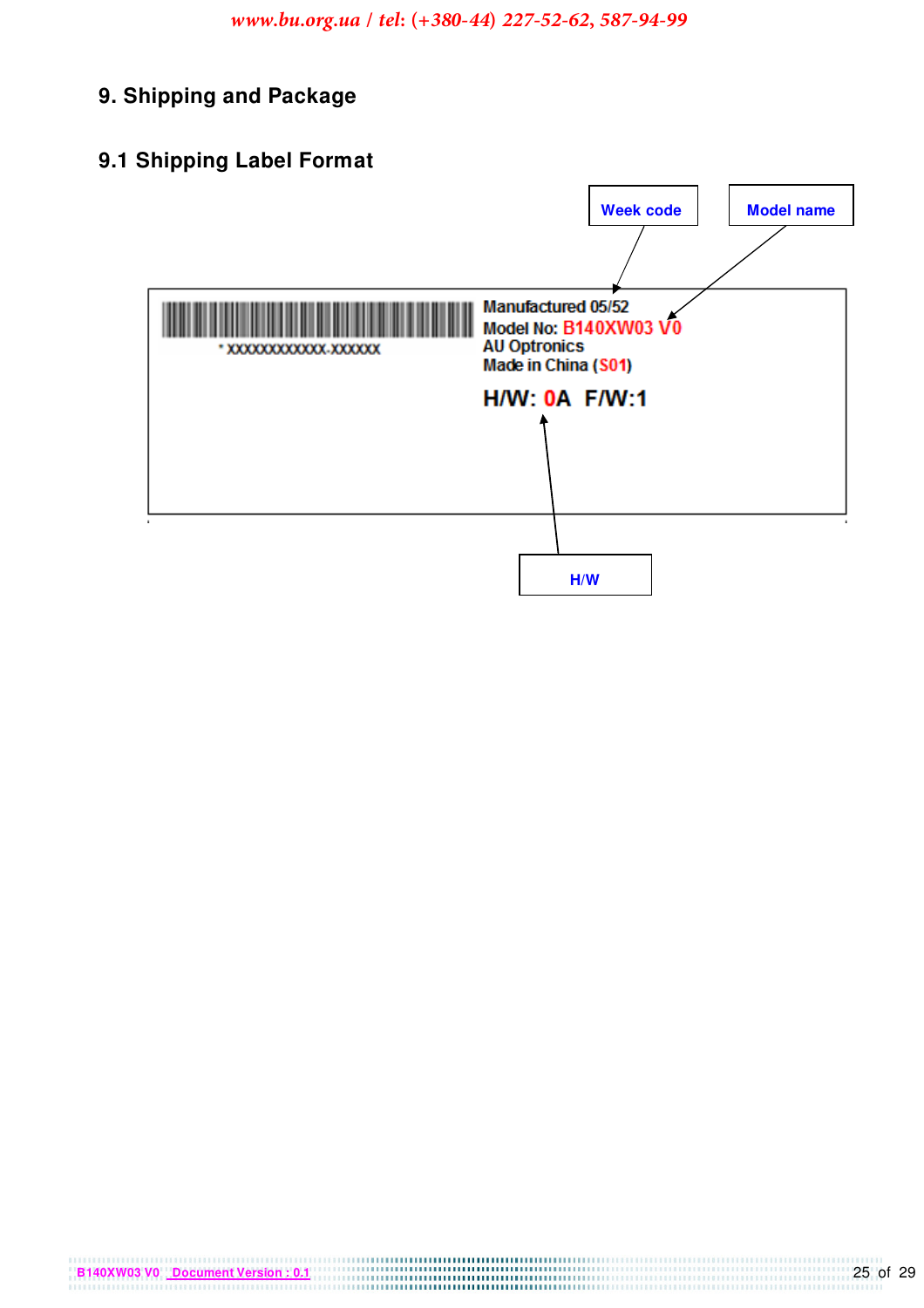## 9. Shipping and Package

### 9.1 Shipping Label Format

Week code

Model name

Manufactured 05/52
Model No: B140XW03 V0
AU Optronics
Made in China (S01)

* XXXXXXXXXXXX-XXXXXX

H/W: 0A F/W:1

H/W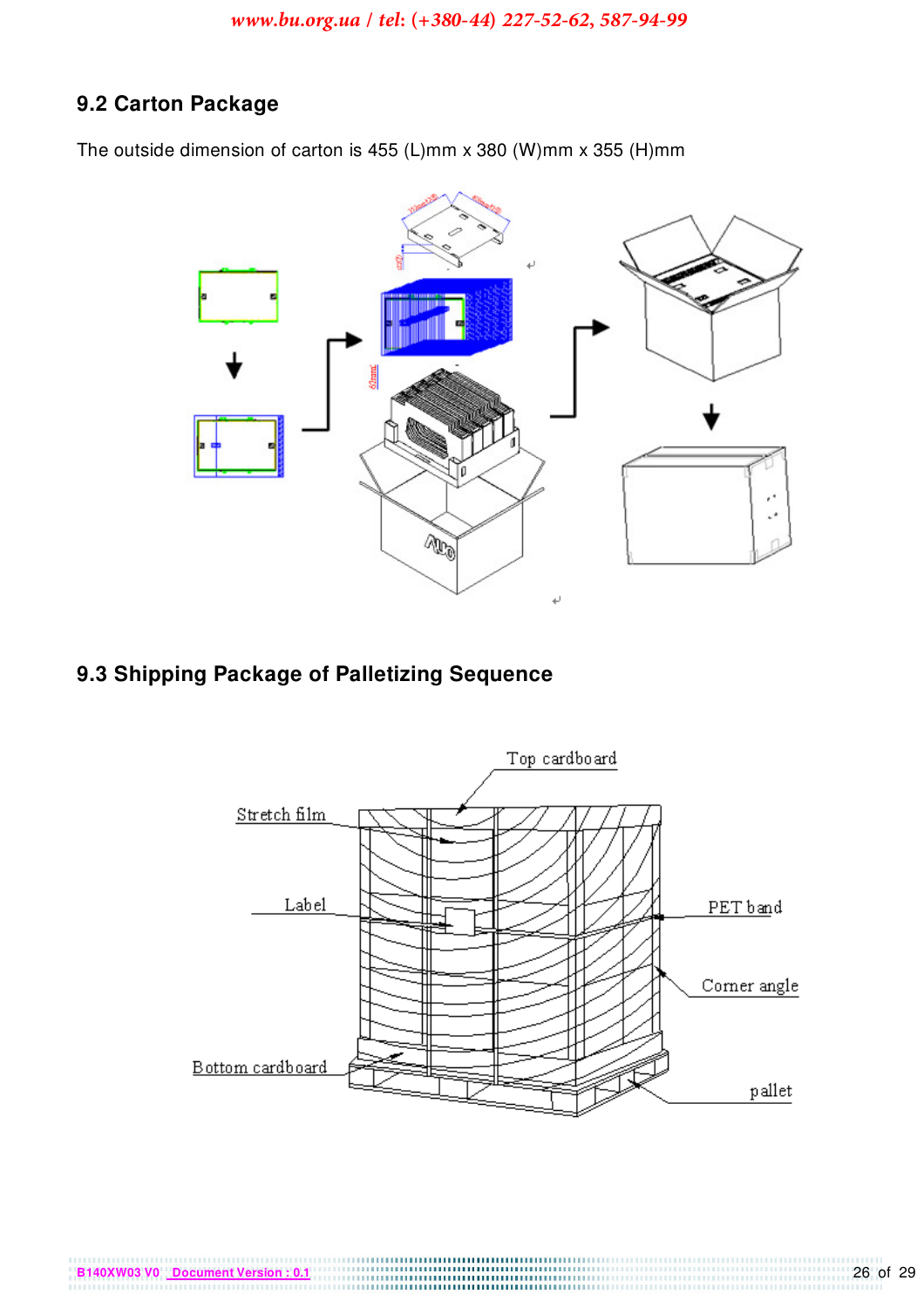## 9.2 Carton Package

The outside dimension of carton is 455 (L)mm x 380 (W)mm x 355 (H)mm

## 9.3 Shipping Package of Palletizing Sequence

Top cardboard

Stretch film

Label

PET band

Corner angle

Bottom cardboard

pallet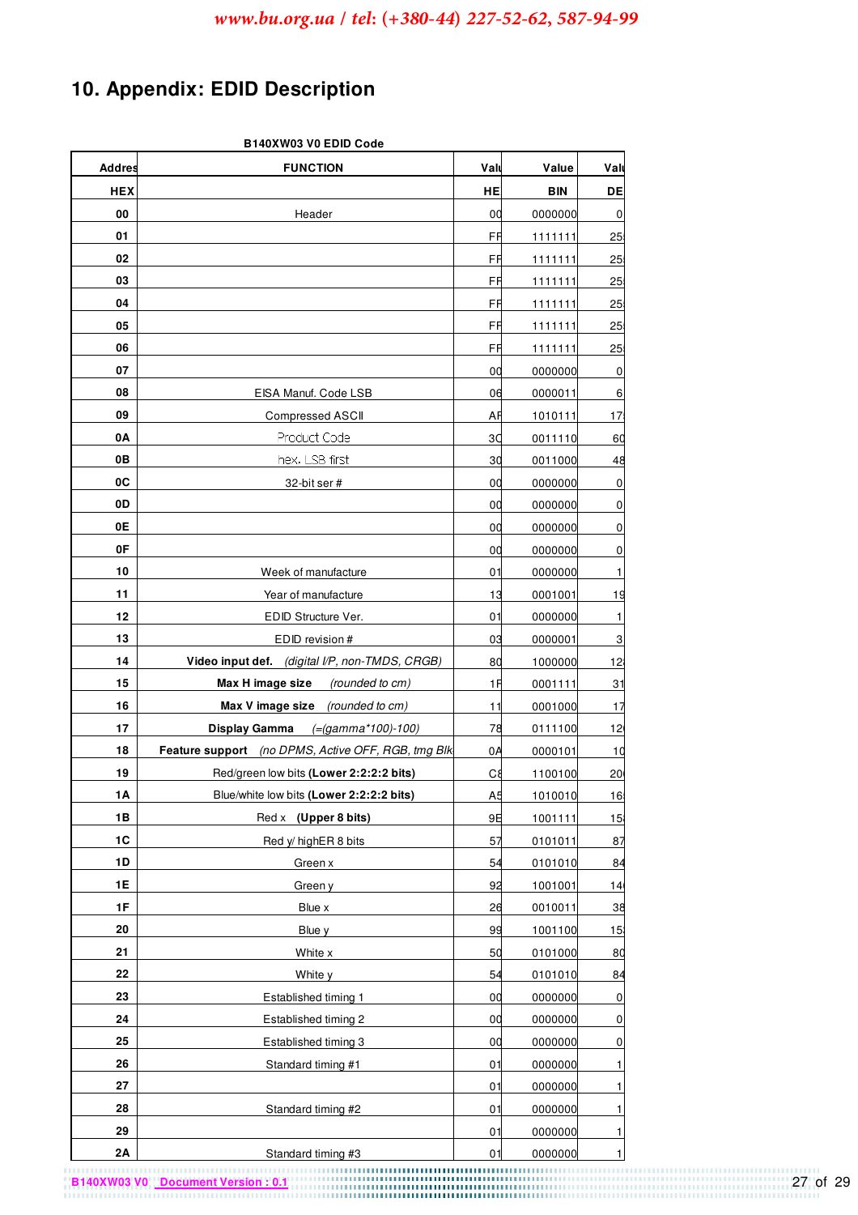**B140XW03 V0 EDID Code**

| Addres | FUNCTION | Valu | Value | Valu |
|---|---|---|---|---|
| HEX | | HE | BIN | DE |
| 00 | Header | 00 | 0000000 | 0 |
| 01 | | FF | 1111111 | 25 |
| 02 | | FF | 1111111 | 25 |
| 03 | | FF | 1111111 | 25 |
| 04 | | FF | 1111111 | 25 |
| 05 | | FF | 1111111 | 25 |
| 06 | | FF | 1111111 | 25 |
| 07 | | 00 | 0000000 | 0 |
| 08 | EISA Manuf. Code LSB | 06 | 0000011 | 6 |
| 09 | Compressed ASCII | AF | 1010111 | 17 |
| 0A | Product Code | 3C | 0011110 | 60 |
| 0B | hex, LSB first | 30 | 0011000 | 48 |
| 0C | 32-bit ser # | 00 | 0000000 | 0 |
| 0D | | 00 | 0000000 | 0 |
| 0E | | 00 | 0000000 | 0 |
| 0F | | 00 | 0000000 | 0 |
| 10 | Week of manufacture | 01 | 0000000 | 1 |
| 11 | Year of manufacture | 13 | 0001001 | 19 |
| 12 | EDID Structure Ver. | 01 | 0000000 | 1 |
| 13 | EDID revision # | 03 | 0000001 | 3 |
| 14 | **Video input def.** *(digital I/P, non-TMDS, CRGB)* | 80 | 1000000 | 12 |
| 15 | **Max H image size** *(rounded to cm)* | 1F | 0001111 | 31 |
| 16 | **Max V image size** *(rounded to cm)* | 11 | 0001000 | 17 |
| 17 | **Display Gamma** *(=(gamma*100)-100)* | 78 | 0111100 | 12 |
| 18 | **Feature support** *(no DPMS, Active OFF, RGB, tmg Blk* | 0A | 0000101 | 10 |
| 19 | Red/green low bits **(Lower 2:2:2:2 bits)** | C8 | 1100100 | 20 |
| 1A | Blue/white low bits **(Lower 2:2:2:2 bits)** | A5 | 1010010 | 16 |
| 1B | Red x **(Upper 8 bits)** | 9E | 1001111 | 15 |
| 1C | Red y/ highER 8 bits | 57 | 0101011 | 87 |
| 1D | Green x | 54 | 0101010 | 84 |
| 1E | Green y | 92 | 1001001 | 14 |
| 1F | Blue x | 26 | 0010011 | 38 |
| 20 | Blue y | 99 | 1001100 | 15 |
| 21 | White x | 50 | 0101000 | 80 |
| 22 | White y | 54 | 0101010 | 84 |
| 23 | Established timing 1 | 00 | 0000000 | 0 |
| 24 | Established timing 2 | 00 | 0000000 | 0 |
| 25 | Established timing 3 | 00 | 0000000 | 0 |
| 26 | Standard timing #1 | 01 | 0000000 | 1 |
| 27 | | 01 | 0000000 | 1 |
| 28 | Standard timing #2 | 01 | 0000000 | 1 |
| 29 | | 01 | 0000000 | 1 |
| 2A | Standard timing #3 | 01 | 0000000 | 1 |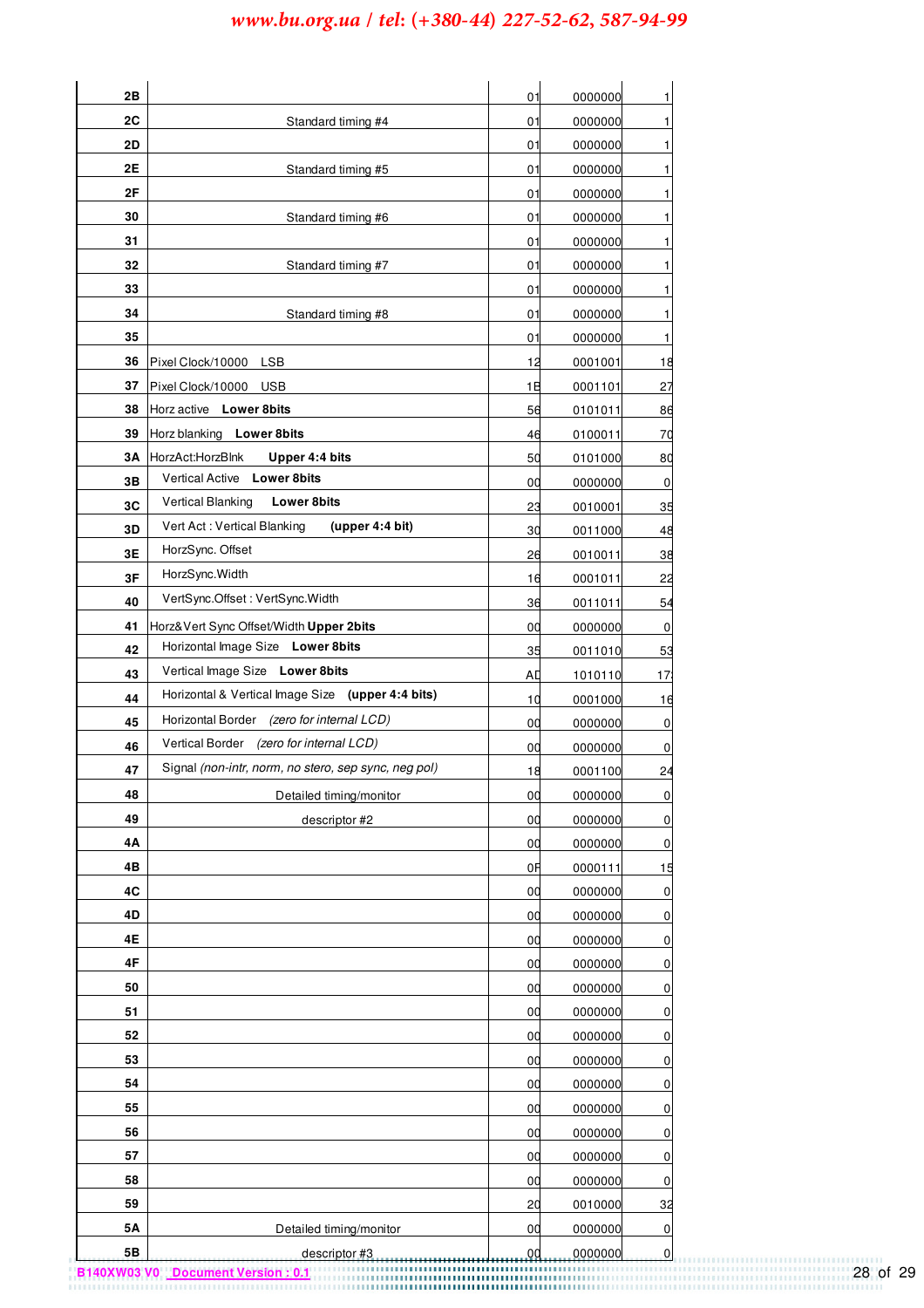| | | | | |
|---|---|---|---|---|
| 2B | | 01 | 0000000 | 1 |
| 2C | Standard timing #4 | 01 | 0000000 | 1 |
| 2D | | 01 | 0000000 | 1 |
| 2E | Standard timing #5 | 01 | 0000000 | 1 |
| 2F | | 01 | 0000000 | 1 |
| 30 | Standard timing #6 | 01 | 0000000 | 1 |
| 31 | | 01 | 0000000 | 1 |
| 32 | Standard timing #7 | 01 | 0000000 | 1 |
| 33 | | 01 | 0000000 | 1 |
| 34 | Standard timing #8 | 01 | 0000000 | 1 |
| 35 | | 01 | 0000000 | 1 |
| 36 | Pixel Clock/10000 LSB | 12 | 0001001 | 18 |
| 37 | Pixel Clock/10000 USB | 1B | 0001101 | 27 |
| 38 | Horz active **Lower 8bits** | 56 | 0101011 | 86 |
| 39 | Horz blanking **Lower 8bits** | 46 | 0100011 | 70 |
| 3A | HorzAct:HorzBlnk **Upper 4:4 bits** | 50 | 0101000 | 80 |
| 3B | Vertical Active **Lower 8bits** | 00 | 0000000 | 0 |
| 3C | Vertical Blanking **Lower 8bits** | 23 | 0010001 | 35 |
| 3D | Vert Act : Vertical Blanking **(upper 4:4 bit)** | 30 | 0011000 | 48 |
| 3E | HorzSync. Offset | 26 | 0010011 | 38 |
| 3F | HorzSync.Width | 16 | 0001011 | 22 |
| 40 | VertSync.Offset : VertSync.Width | 36 | 0011011 | 54 |
| 41 | Horz&Vert Sync Offset/Width **Upper 2bits** | 00 | 0000000 | 0 |
| 42 | Horizontal Image Size **Lower 8bits** | 35 | 0011010 | 53 |
| 43 | Vertical Image Size **Lower 8bits** | AD | 1010110 | 173 |
| 44 | Horizontal & Vertical Image Size **(upper 4:4 bits)** | 10 | 0001000 | 16 |
| 45 | Horizontal Border *(zero for internal LCD)* | 00 | 0000000 | 0 |
| 46 | Vertical Border *(zero for internal LCD)* | 00 | 0000000 | 0 |
| 47 | Signal *(non-intr, norm, no stero, sep sync, neg pol)* | 18 | 0001100 | 24 |
| 48 | Detailed timing/monitor | 00 | 0000000 | 0 |
| 49 | descriptor #2 | 00 | 0000000 | 0 |
| 4A | | 00 | 0000000 | 0 |
| 4B | | 0F | 0000111 | 15 |
| 4C | | 00 | 0000000 | 0 |
| 4D | | 00 | 0000000 | 0 |
| 4E | | 00 | 0000000 | 0 |
| 4F | | 00 | 0000000 | 0 |
| 50 | | 00 | 0000000 | 0 |
| 51 | | 00 | 0000000 | 0 |
| 52 | | 00 | 0000000 | 0 |
| 53 | | 00 | 0000000 | 0 |
| 54 | | 00 | 0000000 | 0 |
| 55 | | 00 | 0000000 | 0 |
| 56 | | 00 | 0000000 | 0 |
| 57 | | 00 | 0000000 | 0 |
| 58 | | 00 | 0000000 | 0 |
| 59 | | 20 | 0010000 | 32 |
| 5A | Detailed timing/monitor | 00 | 0000000 | 0 |
| 5B | descriptor #3 | 00 | 0000000 | 0 |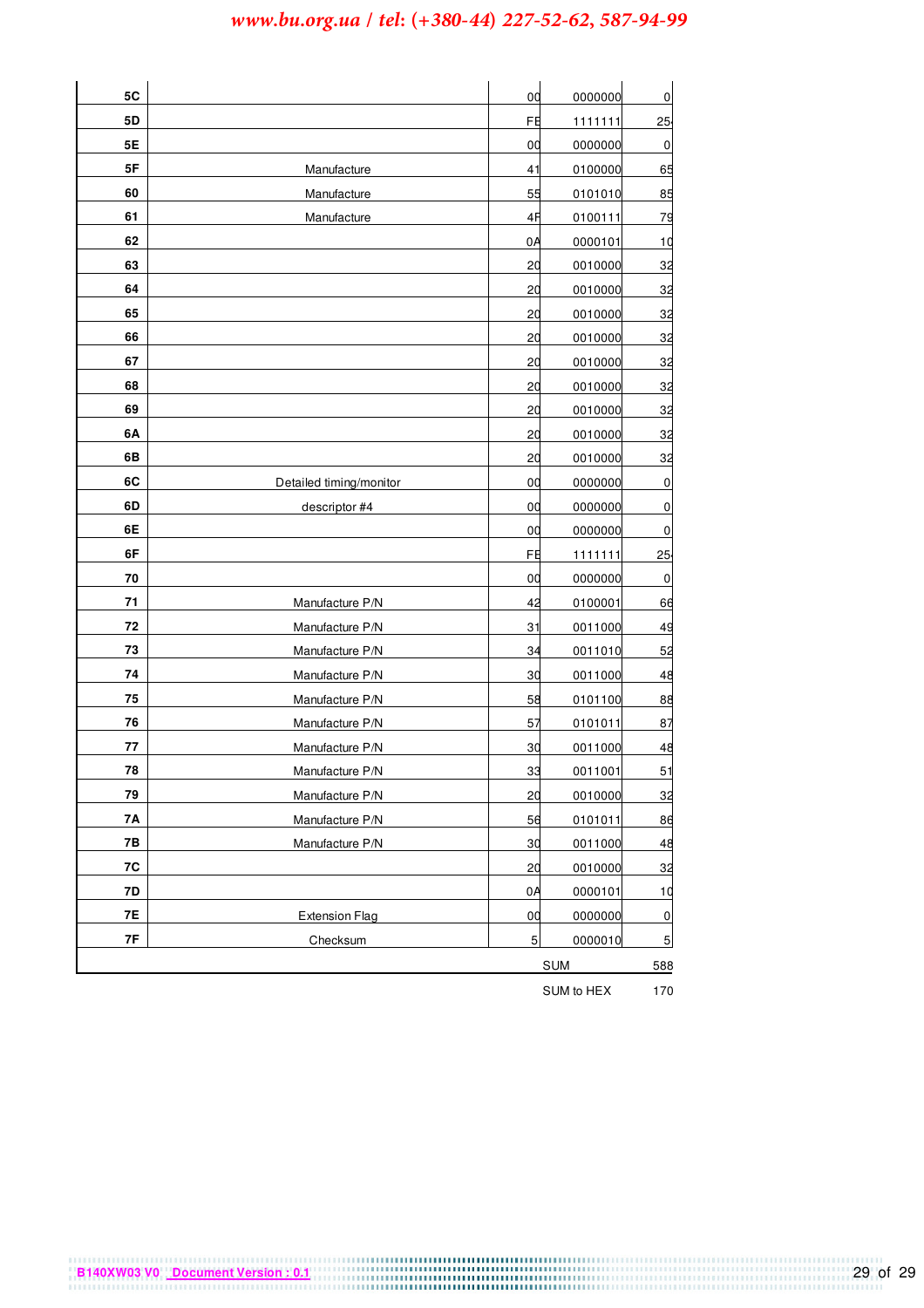| | | | | |
|---|---|---|---|---|
| 5C | | 00 | 0000000 | 0 |
| 5D | | FE | 1111111 | 254 |
| 5E | | 00 | 0000000 | 0 |
| 5F | Manufacture | 41 | 0100000 | 65 |
| 60 | Manufacture | 55 | 0101010 | 85 |
| 61 | Manufacture | 4F | 0100111 | 79 |
| 62 | | 0A | 0000101 | 10 |
| 63 | | 20 | 0010000 | 32 |
| 64 | | 20 | 0010000 | 32 |
| 65 | | 20 | 0010000 | 32 |
| 66 | | 20 | 0010000 | 32 |
| 67 | | 20 | 0010000 | 32 |
| 68 | | 20 | 0010000 | 32 |
| 69 | | 20 | 0010000 | 32 |
| 6A | | 20 | 0010000 | 32 |
| 6B | | 20 | 0010000 | 32 |
| 6C | Detailed timing/monitor | 00 | 0000000 | 0 |
| 6D | descriptor #4 | 00 | 0000000 | 0 |
| 6E | | 00 | 0000000 | 0 |
| 6F | | FE | 1111111 | 254 |
| 70 | | 00 | 0000000 | 0 |
| 71 | Manufacture P/N | 42 | 0100001 | 66 |
| 72 | Manufacture P/N | 31 | 0011000 | 49 |
| 73 | Manufacture P/N | 34 | 0011010 | 52 |
| 74 | Manufacture P/N | 30 | 0011000 | 48 |
| 75 | Manufacture P/N | 58 | 0101100 | 88 |
| 76 | Manufacture P/N | 57 | 0101011 | 87 |
| 77 | Manufacture P/N | 30 | 0011000 | 48 |
| 78 | Manufacture P/N | 33 | 0011001 | 51 |
| 79 | Manufacture P/N | 20 | 0010000 | 32 |
| 7A | Manufacture P/N | 56 | 0101011 | 86 |
| 7B | Manufacture P/N | 30 | 0011000 | 48 |
| 7C | | 20 | 0010000 | 32 |
| 7D | | 0A | 0000101 | 10 |
| 7E | Extension Flag | 00 | 0000000 | 0 |
| 7F | Checksum | 5 | 0000010 | 5 |
| | | | SUM | 588 |
| | | | SUM to HEX | 170 |